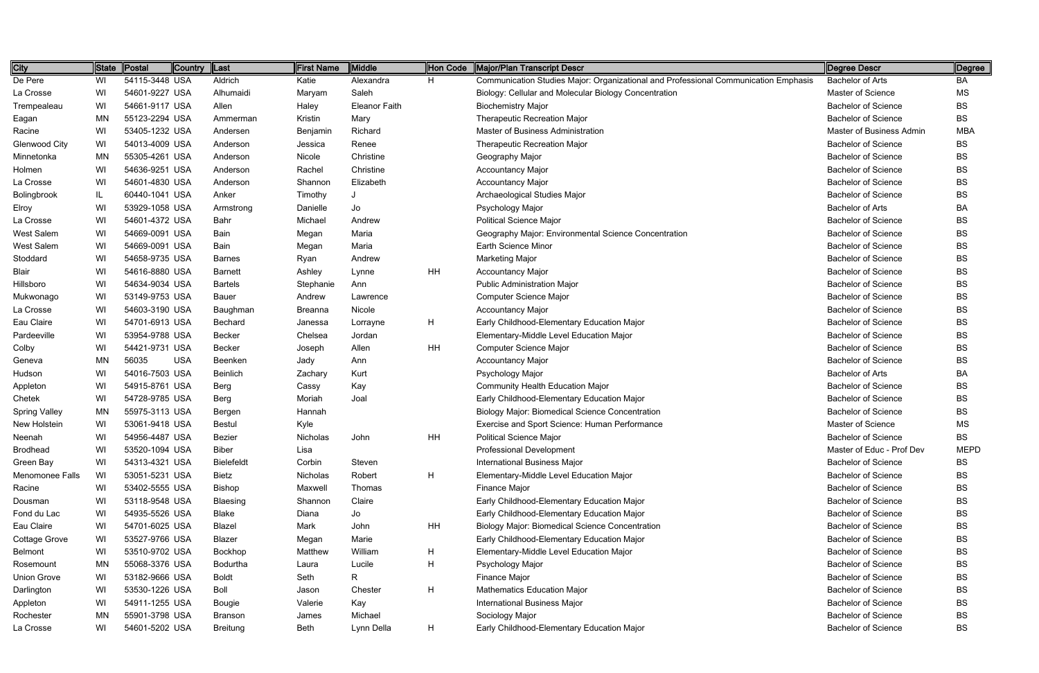| City | State | Postal | Country | Last | First Name | Middle | Hon Code | Major/Plan Transcript Descr | Degree Descr | Degree |
|---|---|---|---|---|---|---|---|---|---|---|
| De Pere | WI | 54115-3448 | USA | Aldrich | Katie | Alexandra | H | Communication Studies Major: Organizational and Professional Communication Emphasis | Bachelor of Arts | BA |
| La Crosse | WI | 54601-9227 | USA | Alhumaidi | Maryam | Saleh | | Biology: Cellular and Molecular Biology Concentration | Master of Science | MS |
| Trempealeau | WI | 54661-9117 | USA | Allen | Haley | Eleanor Faith | | Biochemistry Major | Bachelor of Science | BS |
| Eagan | MN | 55123-2294 | USA | Ammerman | Kristin | Mary | | Therapeutic Recreation Major | Bachelor of Science | BS |
| Racine | WI | 53405-1232 | USA | Andersen | Benjamin | Richard | | Master of Business Administration | Master of Business Admin | MBA |
| Glenwood City | WI | 54013-4009 | USA | Anderson | Jessica | Renee | | Therapeutic Recreation Major | Bachelor of Science | BS |
| Minnetonka | MN | 55305-4261 | USA | Anderson | Nicole | Christine | | Geography Major | Bachelor of Science | BS |
| Holmen | WI | 54636-9251 | USA | Anderson | Rachel | Christine | | Accountancy Major | Bachelor of Science | BS |
| La Crosse | WI | 54601-4830 | USA | Anderson | Shannon | Elizabeth | | Accountancy Major | Bachelor of Science | BS |
| Bolingbrook | IL | 60440-1041 | USA | Anker | Timothy | J | | Archaeological Studies Major | Bachelor of Science | BS |
| Elroy | WI | 53929-1058 | USA | Armstrong | Danielle | Jo | | Psychology Major | Bachelor of Arts | BA |
| La Crosse | WI | 54601-4372 | USA | Bahr | Michael | Andrew | | Political Science Major | Bachelor of Science | BS |
| West Salem | WI | 54669-0091 | USA | Bain | Megan | Maria | | Geography Major: Environmental Science Concentration | Bachelor of Science | BS |
| West Salem | WI | 54669-0091 | USA | Bain | Megan | Maria | | Earth Science Minor | Bachelor of Science | BS |
| Stoddard | WI | 54658-9735 | USA | Barnes | Ryan | Andrew | | Marketing Major | Bachelor of Science | BS |
| Blair | WI | 54616-8880 | USA | Barnett | Ashley | Lynne | HH | Accountancy Major | Bachelor of Science | BS |
| Hillsboro | WI | 54634-9034 | USA | Bartels | Stephanie | Ann | | Public Administration Major | Bachelor of Science | BS |
| Mukwonago | WI | 53149-9753 | USA | Bauer | Andrew | Lawrence | | Computer Science Major | Bachelor of Science | BS |
| La Crosse | WI | 54603-3190 | USA | Baughman | Breanna | Nicole | | Accountancy Major | Bachelor of Science | BS |
| Eau Claire | WI | 54701-6913 | USA | Bechard | Janessa | Lorrayne | H | Early Childhood-Elementary Education Major | Bachelor of Science | BS |
| Pardeeville | WI | 53954-9788 | USA | Becker | Chelsea | Jordan | | Elementary-Middle Level Education Major | Bachelor of Science | BS |
| Colby | WI | 54421-9731 | USA | Becker | Joseph | Allen | HH | Computer Science Major | Bachelor of Science | BS |
| Geneva | MN | 56035 | USA | Beenken | Jady | Ann | | Accountancy Major | Bachelor of Science | BS |
| Hudson | WI | 54016-7503 | USA | Beinlich | Zachary | Kurt | | Psychology Major | Bachelor of Arts | BA |
| Appleton | WI | 54915-8761 | USA | Berg | Cassy | Kay | | Community Health Education Major | Bachelor of Science | BS |
| Chetek | WI | 54728-9785 | USA | Berg | Moriah | Joal | | Early Childhood-Elementary Education Major | Bachelor of Science | BS |
| Spring Valley | MN | 55975-3113 | USA | Bergen | Hannah | | | Biology Major: Biomedical Science Concentration | Bachelor of Science | BS |
| New Holstein | WI | 53061-9418 | USA | Bestul | Kyle | | | Exercise and Sport Science: Human Performance | Master of Science | MS |
| Neenah | WI | 54956-4487 | USA | Bezier | Nicholas | John | HH | Political Science Major | Bachelor of Science | BS |
| Brodhead | WI | 53520-1094 | USA | Biber | Lisa | | | Professional Development | Master of Educ - Prof Dev | MEPD |
| Green Bay | WI | 54313-4321 | USA | Bielefeldt | Corbin | Steven | | International Business Major | Bachelor of Science | BS |
| Menomonee Falls | WI | 53051-5231 | USA | Bietz | Nicholas | Robert | H | Elementary-Middle Level Education Major | Bachelor of Science | BS |
| Racine | WI | 53402-5555 | USA | Bishop | Maxwell | Thomas | | Finance Major | Bachelor of Science | BS |
| Dousman | WI | 53118-9548 | USA | Blaesing | Shannon | Claire | | Early Childhood-Elementary Education Major | Bachelor of Science | BS |
| Fond du Lac | WI | 54935-5526 | USA | Blake | Diana | Jo | | Early Childhood-Elementary Education Major | Bachelor of Science | BS |
| Eau Claire | WI | 54701-6025 | USA | Blazel | Mark | John | HH | Biology Major: Biomedical Science Concentration | Bachelor of Science | BS |
| Cottage Grove | WI | 53527-9766 | USA | Blazer | Megan | Marie | | Early Childhood-Elementary Education Major | Bachelor of Science | BS |
| Belmont | WI | 53510-9702 | USA | Bockhop | Matthew | William | H | Elementary-Middle Level Education Major | Bachelor of Science | BS |
| Rosemount | MN | 55068-3376 | USA | Bodurtha | Laura | Lucile | H | Psychology Major | Bachelor of Science | BS |
| Union Grove | WI | 53182-9666 | USA | Boldt | Seth | R | | Finance Major | Bachelor of Science | BS |
| Darlington | WI | 53530-1226 | USA | Boll | Jason | Chester | H | Mathematics Education Major | Bachelor of Science | BS |
| Appleton | WI | 54911-1255 | USA | Bougie | Valerie | Kay | | International Business Major | Bachelor of Science | BS |
| Rochester | MN | 55901-3798 | USA | Branson | James | Michael | | Sociology Major | Bachelor of Science | BS |
| La Crosse | WI | 54601-5202 | USA | Breitung | Beth | Lynn Della | H | Early Childhood-Elementary Education Major | Bachelor of Science | BS |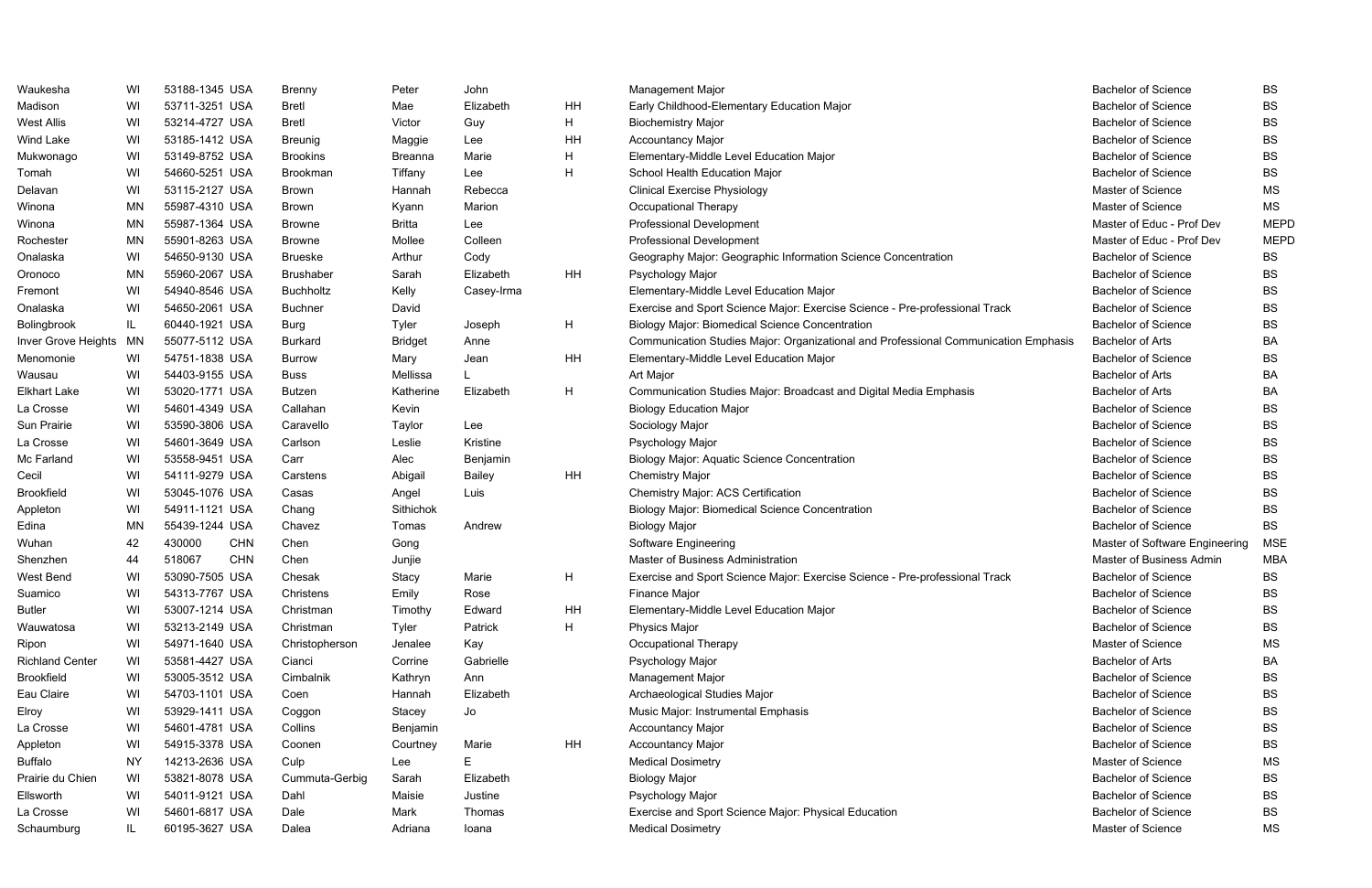| | | | | | | | | | | |
|---|---|---|---|---|---|---|---|---|---|---|
| Waukesha | WI | 53188-1345 | USA | Brenny | Peter | John | | Management Major | Bachelor of Science | BS |
| Madison | WI | 53711-3251 | USA | Bretl | Mae | Elizabeth | HH | Early Childhood-Elementary Education Major | Bachelor of Science | BS |
| West Allis | WI | 53214-4727 | USA | Bretl | Victor | Guy | H | Biochemistry Major | Bachelor of Science | BS |
| Wind Lake | WI | 53185-1412 | USA | Breunig | Maggie | Lee | HH | Accountancy Major | Bachelor of Science | BS |
| Mukwonago | WI | 53149-8752 | USA | Brookins | Breanna | Marie | H | Elementary-Middle Level Education Major | Bachelor of Science | BS |
| Tomah | WI | 54660-5251 | USA | Brookman | Tiffany | Lee | H | School Health Education Major | Bachelor of Science | BS |
| Delavan | WI | 53115-2127 | USA | Brown | Hannah | Rebecca | | Clinical Exercise Physiology | Master of Science | MS |
| Winona | MN | 55987-4310 | USA | Brown | Kyann | Marion | | Occupational Therapy | Master of Science | MS |
| Winona | MN | 55987-1364 | USA | Browne | Britta | Lee | | Professional Development | Master of Educ - Prof Dev | MEPD |
| Rochester | MN | 55901-8263 | USA | Browne | Mollee | Colleen | | Professional Development | Master of Educ - Prof Dev | MEPD |
| Onalaska | WI | 54650-9130 | USA | Brueske | Arthur | Cody | | Geography Major: Geographic Information Science Concentration | Bachelor of Science | BS |
| Oronoco | MN | 55960-2067 | USA | Brushaber | Sarah | Elizabeth | HH | Psychology Major | Bachelor of Science | BS |
| Fremont | WI | 54940-8546 | USA | Buchholtz | Kelly | Casey-Irma | | Elementary-Middle Level Education Major | Bachelor of Science | BS |
| Onalaska | WI | 54650-2061 | USA | Buchner | David | | | Exercise and Sport Science Major: Exercise Science - Pre-professional Track | Bachelor of Science | BS |
| Bolingbrook | IL | 60440-1921 | USA | Burg | Tyler | Joseph | H | Biology Major: Biomedical Science Concentration | Bachelor of Science | BS |
| Inver Grove Heights | MN | 55077-5112 | USA | Burkard | Bridget | Anne | | Communication Studies Major: Organizational and Professional Communication Emphasis | Bachelor of Arts | BA |
| Menomonie | WI | 54751-1838 | USA | Burrow | Mary | Jean | HH | Elementary-Middle Level Education Major | Bachelor of Science | BS |
| Wausau | WI | 54403-9155 | USA | Buss | Mellissa | L | | Art Major | Bachelor of Arts | BA |
| Elkhart Lake | WI | 53020-1771 | USA | Butzen | Katherine | Elizabeth | H | Communication Studies Major: Broadcast and Digital Media Emphasis | Bachelor of Arts | BA |
| La Crosse | WI | 54601-4349 | USA | Callahan | Kevin | | | Biology Education Major | Bachelor of Science | BS |
| Sun Prairie | WI | 53590-3806 | USA | Caravello | Taylor | Lee | | Sociology Major | Bachelor of Science | BS |
| La Crosse | WI | 54601-3649 | USA | Carlson | Leslie | Kristine | | Psychology Major | Bachelor of Science | BS |
| Mc Farland | WI | 53558-9451 | USA | Carr | Alec | Benjamin | | Biology Major: Aquatic Science Concentration | Bachelor of Science | BS |
| Cecil | WI | 54111-9279 | USA | Carstens | Abigail | Bailey | HH | Chemistry Major | Bachelor of Science | BS |
| Brookfield | WI | 53045-1076 | USA | Casas | Angel | Luis | | Chemistry Major: ACS Certification | Bachelor of Science | BS |
| Appleton | WI | 54911-1121 | USA | Chang | Sithichok | | | Biology Major: Biomedical Science Concentration | Bachelor of Science | BS |
| Edina | MN | 55439-1244 | USA | Chavez | Tomas | Andrew | | Biology Major | Bachelor of Science | BS |
| Wuhan | 42 | 430000 | CHN | Chen | Gong | | | Software Engineering | Master of Software Engineering | MSE |
| Shenzhen | 44 | 518067 | CHN | Chen | Junjie | | | Master of Business Administration | Master of Business Admin | MBA |
| West Bend | WI | 53090-7505 | USA | Chesak | Stacy | Marie | H | Exercise and Sport Science Major: Exercise Science - Pre-professional Track | Bachelor of Science | BS |
| Suamico | WI | 54313-7767 | USA | Christens | Emily | Rose | | Finance Major | Bachelor of Science | BS |
| Butler | WI | 53007-1214 | USA | Christman | Timothy | Edward | HH | Elementary-Middle Level Education Major | Bachelor of Science | BS |
| Wauwatosa | WI | 53213-2149 | USA | Christman | Tyler | Patrick | H | Physics Major | Bachelor of Science | BS |
| Ripon | WI | 54971-1640 | USA | Christopherson | Jenalee | Kay | | Occupational Therapy | Master of Science | MS |
| Richland Center | WI | 53581-4427 | USA | Cianci | Corrine | Gabrielle | | Psychology Major | Bachelor of Arts | BA |
| Brookfield | WI | 53005-3512 | USA | Cimbalnik | Kathryn | Ann | | Management Major | Bachelor of Science | BS |
| Eau Claire | WI | 54703-1101 | USA | Coen | Hannah | Elizabeth | | Archaeological Studies Major | Bachelor of Science | BS |
| Elroy | WI | 53929-1411 | USA | Coggon | Stacey | Jo | | Music Major: Instrumental Emphasis | Bachelor of Science | BS |
| La Crosse | WI | 54601-4781 | USA | Collins | Benjamin | | | Accountancy Major | Bachelor of Science | BS |
| Appleton | WI | 54915-3378 | USA | Coonen | Courtney | Marie | HH | Accountancy Major | Bachelor of Science | BS |
| Buffalo | NY | 14213-2636 | USA | Culp | Lee | E | | Medical Dosimetry | Master of Science | MS |
| Prairie du Chien | WI | 53821-8078 | USA | Cummuta-Gerbig | Sarah | Elizabeth | | Biology Major | Bachelor of Science | BS |
| Ellsworth | WI | 54011-9121 | USA | Dahl | Maisie | Justine | | Psychology Major | Bachelor of Science | BS |
| La Crosse | WI | 54601-6817 | USA | Dale | Mark | Thomas | | Exercise and Sport Science Major: Physical Education | Bachelor of Science | BS |
| Schaumburg | IL | 60195-3627 | USA | Dalea | Adriana | Ioana | | Medical Dosimetry | Master of Science | MS |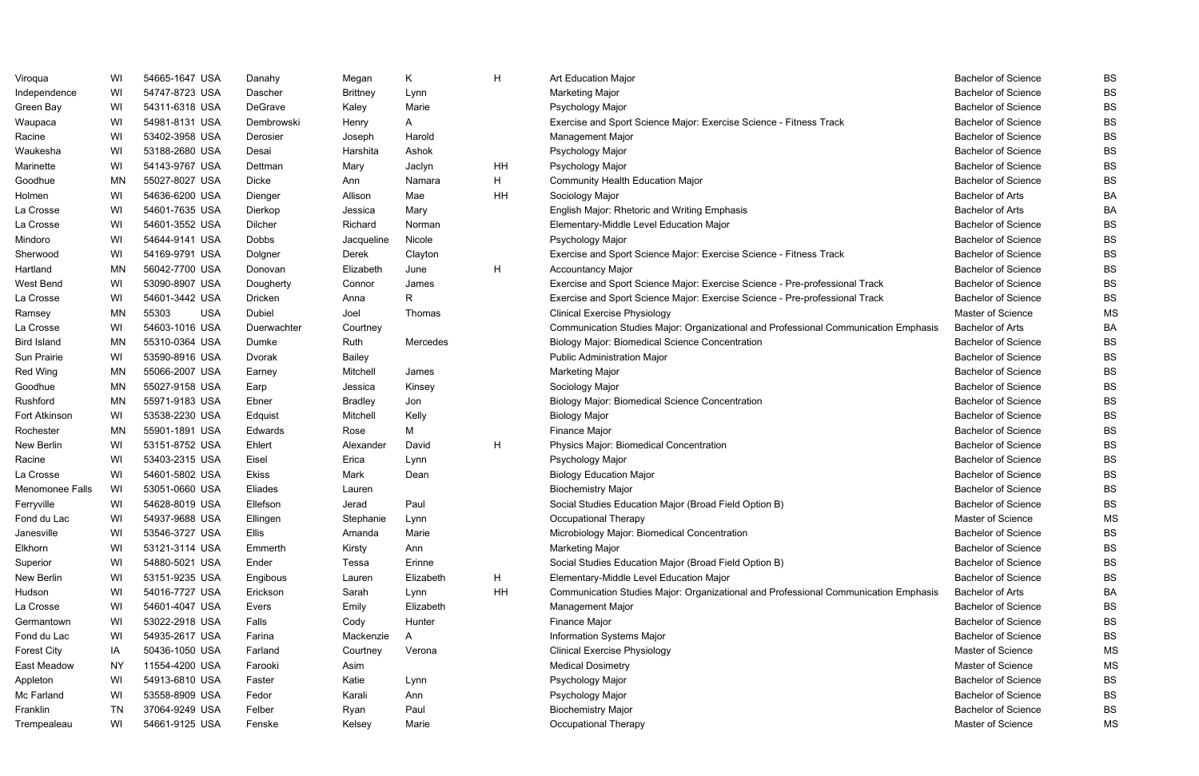| | | | | | | | | | | |
|---|---|---|---|---|---|---|---|---|---|---|
| Viroqua | WI | 54665-1647 | USA | Danahy | Megan | K | H | Art Education Major | Bachelor of Science | BS |
| Independence | WI | 54747-8723 | USA | Dascher | Brittney | Lynn | | Marketing Major | Bachelor of Science | BS |
| Green Bay | WI | 54311-6318 | USA | DeGrave | Kaley | Marie | | Psychology Major | Bachelor of Science | BS |
| Waupaca | WI | 54981-8131 | USA | Dembrowski | Henry | A | | Exercise and Sport Science Major: Exercise Science - Fitness Track | Bachelor of Science | BS |
| Racine | WI | 53402-3958 | USA | Derosier | Joseph | Harold | | Management Major | Bachelor of Science | BS |
| Waukesha | WI | 53188-2680 | USA | Desai | Harshita | Ashok | | Psychology Major | Bachelor of Science | BS |
| Marinette | WI | 54143-9767 | USA | Dettman | Mary | Jaclyn | HH | Psychology Major | Bachelor of Science | BS |
| Goodhue | MN | 55027-8027 | USA | Dicke | Ann | Namara | H | Community Health Education Major | Bachelor of Science | BS |
| Holmen | WI | 54636-6200 | USA | Dienger | Allison | Mae | HH | Sociology Major | Bachelor of Arts | BA |
| La Crosse | WI | 54601-7635 | USA | Dierkop | Jessica | Mary | | English Major: Rhetoric and Writing Emphasis | Bachelor of Arts | BA |
| La Crosse | WI | 54601-3552 | USA | Dilcher | Richard | Norman | | Elementary-Middle Level Education Major | Bachelor of Science | BS |
| Mindoro | WI | 54644-9141 | USA | Dobbs | Jacqueline | Nicole | | Psychology Major | Bachelor of Science | BS |
| Sherwood | WI | 54169-9791 | USA | Dolgner | Derek | Clayton | | Exercise and Sport Science Major: Exercise Science - Fitness Track | Bachelor of Science | BS |
| Hartland | MN | 56042-7700 | USA | Donovan | Elizabeth | June | H | Accountancy Major | Bachelor of Science | BS |
| West Bend | WI | 53090-8907 | USA | Dougherty | Connor | James | | Exercise and Sport Science Major: Exercise Science - Pre-professional Track | Bachelor of Science | BS |
| La Crosse | WI | 54601-3442 | USA | Dricken | Anna | R | | Exercise and Sport Science Major: Exercise Science - Pre-professional Track | Bachelor of Science | BS |
| Ramsey | MN | 55303 | USA | Dubiel | Joel | Thomas | | Clinical Exercise Physiology | Master of Science | MS |
| La Crosse | WI | 54603-1016 | USA | Duerwachter | Courtney | | | Communication Studies Major: Organizational and Professional Communication Emphasis | Bachelor of Arts | BA |
| Bird Island | MN | 55310-0364 | USA | Dumke | Ruth | Mercedes | | Biology Major: Biomedical Science Concentration | Bachelor of Science | BS |
| Sun Prairie | WI | 53590-8916 | USA | Dvorak | Bailey | | | Public Administration Major | Bachelor of Science | BS |
| Red Wing | MN | 55066-2007 | USA | Earney | Mitchell | James | | Marketing Major | Bachelor of Science | BS |
| Goodhue | MN | 55027-9158 | USA | Earp | Jessica | Kinsey | | Sociology Major | Bachelor of Science | BS |
| Rushford | MN | 55971-9183 | USA | Ebner | Bradley | Jon | | Biology Major: Biomedical Science Concentration | Bachelor of Science | BS |
| Fort Atkinson | WI | 53538-2230 | USA | Edquist | Mitchell | Kelly | | Biology Major | Bachelor of Science | BS |
| Rochester | MN | 55901-1891 | USA | Edwards | Rose | M | | Finance Major | Bachelor of Science | BS |
| New Berlin | WI | 53151-8752 | USA | Ehlert | Alexander | David | H | Physics Major: Biomedical Concentration | Bachelor of Science | BS |
| Racine | WI | 53403-2315 | USA | Eisel | Erica | Lynn | | Psychology Major | Bachelor of Science | BS |
| La Crosse | WI | 54601-5802 | USA | Ekiss | Mark | Dean | | Biology Education Major | Bachelor of Science | BS |
| Menomonee Falls | WI | 53051-0660 | USA | Eliades | Lauren | | | Biochemistry Major | Bachelor of Science | BS |
| Ferryville | WI | 54628-8019 | USA | Ellefson | Jerad | Paul | | Social Studies Education Major (Broad Field Option B) | Bachelor of Science | BS |
| Fond du Lac | WI | 54937-9688 | USA | Ellingen | Stephanie | Lynn | | Occupational Therapy | Master of Science | MS |
| Janesville | WI | 53546-3727 | USA | Ellis | Amanda | Marie | | Microbiology Major: Biomedical Concentration | Bachelor of Science | BS |
| Elkhorn | WI | 53121-3114 | USA | Emmerth | Kirsty | Ann | | Marketing Major | Bachelor of Science | BS |
| Superior | WI | 54880-5021 | USA | Ender | Tessa | Erinne | | Social Studies Education Major (Broad Field Option B) | Bachelor of Science | BS |
| New Berlin | WI | 53151-9235 | USA | Engibous | Lauren | Elizabeth | H | Elementary-Middle Level Education Major | Bachelor of Science | BS |
| Hudson | WI | 54016-7727 | USA | Erickson | Sarah | Lynn | HH | Communication Studies Major: Organizational and Professional Communication Emphasis | Bachelor of Arts | BA |
| La Crosse | WI | 54601-4047 | USA | Evers | Emily | Elizabeth | | Management Major | Bachelor of Science | BS |
| Germantown | WI | 53022-2918 | USA | Falls | Cody | Hunter | | Finance Major | Bachelor of Science | BS |
| Fond du Lac | WI | 54935-2617 | USA | Farina | Mackenzie | A | | Information Systems Major | Bachelor of Science | BS |
| Forest City | IA | 50436-1050 | USA | Farland | Courtney | Verona | | Clinical Exercise Physiology | Master of Science | MS |
| East Meadow | NY | 11554-4200 | USA | Farooki | Asim | | | Medical Dosimetry | Master of Science | MS |
| Appleton | WI | 54913-6810 | USA | Faster | Katie | Lynn | | Psychology Major | Bachelor of Science | BS |
| Mc Farland | WI | 53558-8909 | USA | Fedor | Karali | Ann | | Psychology Major | Bachelor of Science | BS |
| Franklin | TN | 37064-9249 | USA | Felber | Ryan | Paul | | Biochemistry Major | Bachelor of Science | BS |
| Trempealeau | WI | 54661-9125 | USA | Fenske | Kelsey | Marie | | Occupational Therapy | Master of Science | MS |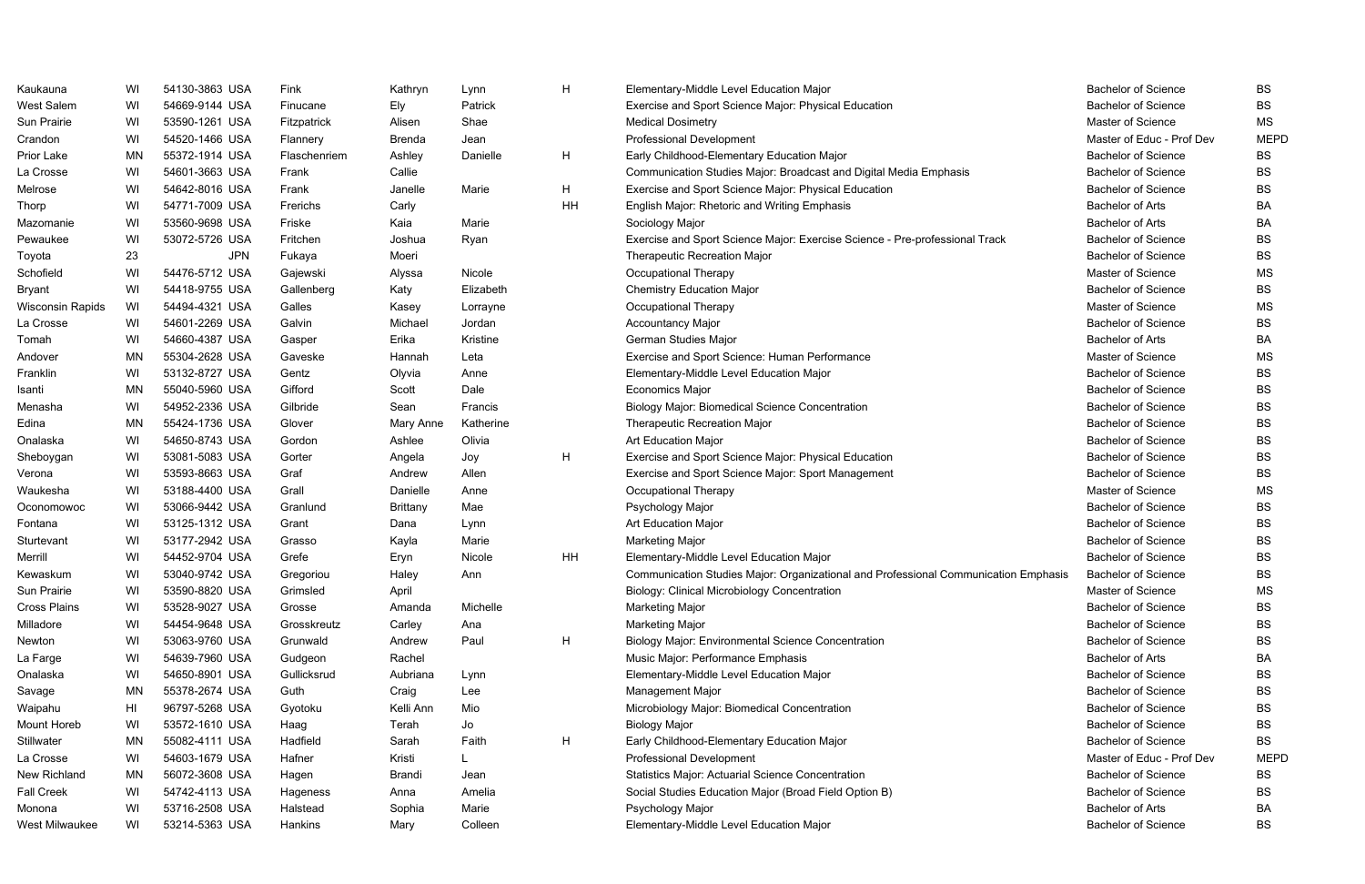| | | | | | | | | | | |
|---|---|---|---|---|---|---|---|---|---|---|
| Kaukauna | WI | 54130-3863 | USA | Fink | Kathryn | Lynn | H | Elementary-Middle Level Education Major | Bachelor of Science | BS |
| West Salem | WI | 54669-9144 | USA | Finucane | Ely | Patrick | | Exercise and Sport Science Major: Physical Education | Bachelor of Science | BS |
| Sun Prairie | WI | 53590-1261 | USA | Fitzpatrick | Alisen | Shae | | Medical Dosimetry | Master of Science | MS |
| Crandon | WI | 54520-1466 | USA | Flannery | Brenda | Jean | | Professional Development | Master of Educ - Prof Dev | MEPD |
| Prior Lake | MN | 55372-1914 | USA | Flaschenriem | Ashley | Danielle | H | Early Childhood-Elementary Education Major | Bachelor of Science | BS |
| La Crosse | WI | 54601-3663 | USA | Frank | Callie | | | Communication Studies Major: Broadcast and Digital Media Emphasis | Bachelor of Science | BS |
| Melrose | WI | 54642-8016 | USA | Frank | Janelle | Marie | H | Exercise and Sport Science Major: Physical Education | Bachelor of Science | BS |
| Thorp | WI | 54771-7009 | USA | Frerichs | Carly | | HH | English Major: Rhetoric and Writing Emphasis | Bachelor of Arts | BA |
| Mazomanie | WI | 53560-9698 | USA | Friske | Kaia | Marie | | Sociology Major | Bachelor of Arts | BA |
| Pewaukee | WI | 53072-5726 | USA | Fritchen | Joshua | Ryan | | Exercise and Sport Science Major: Exercise Science - Pre-professional Track | Bachelor of Science | BS |
| Toyota | 23 | | JPN | Fukaya | Moeri | | | Therapeutic Recreation Major | Bachelor of Science | BS |
| Schofield | WI | 54476-5712 | USA | Gajewski | Alyssa | Nicole | | Occupational Therapy | Master of Science | MS |
| Bryant | WI | 54418-9755 | USA | Gallenberg | Katy | Elizabeth | | Chemistry Education Major | Bachelor of Science | BS |
| Wisconsin Rapids | WI | 54494-4321 | USA | Galles | Kasey | Lorrayne | | Occupational Therapy | Master of Science | MS |
| La Crosse | WI | 54601-2269 | USA | Galvin | Michael | Jordan | | Accountancy Major | Bachelor of Science | BS |
| Tomah | WI | 54660-4387 | USA | Gasper | Erika | Kristine | | German Studies Major | Bachelor of Arts | BA |
| Andover | MN | 55304-2628 | USA | Gaveske | Hannah | Leta | | Exercise and Sport Science: Human Performance | Master of Science | MS |
| Franklin | WI | 53132-8727 | USA | Gentz | Olyvia | Anne | | Elementary-Middle Level Education Major | Bachelor of Science | BS |
| Isanti | MN | 55040-5960 | USA | Gifford | Scott | Dale | | Economics Major | Bachelor of Science | BS |
| Menasha | WI | 54952-2336 | USA | Gilbride | Sean | Francis | | Biology Major: Biomedical Science Concentration | Bachelor of Science | BS |
| Edina | MN | 55424-1736 | USA | Glover | Mary Anne | Katherine | | Therapeutic Recreation Major | Bachelor of Science | BS |
| Onalaska | WI | 54650-8743 | USA | Gordon | Ashlee | Olivia | | Art Education Major | Bachelor of Science | BS |
| Sheboygan | WI | 53081-5083 | USA | Gorter | Angela | Joy | H | Exercise and Sport Science Major: Physical Education | Bachelor of Science | BS |
| Verona | WI | 53593-8663 | USA | Graf | Andrew | Allen | | Exercise and Sport Science Major: Sport Management | Bachelor of Science | BS |
| Waukesha | WI | 53188-4400 | USA | Grall | Danielle | Anne | | Occupational Therapy | Master of Science | MS |
| Oconomowoc | WI | 53066-9442 | USA | Granlund | Brittany | Mae | | Psychology Major | Bachelor of Science | BS |
| Fontana | WI | 53125-1312 | USA | Grant | Dana | Lynn | | Art Education Major | Bachelor of Science | BS |
| Sturtevant | WI | 53177-2942 | USA | Grasso | Kayla | Marie | | Marketing Major | Bachelor of Science | BS |
| Merrill | WI | 54452-9704 | USA | Grefe | Eryn | Nicole | HH | Elementary-Middle Level Education Major | Bachelor of Science | BS |
| Kewaskum | WI | 53040-9742 | USA | Gregoriou | Haley | Ann | | Communication Studies Major: Organizational and Professional Communication Emphasis | Bachelor of Science | BS |
| Sun Prairie | WI | 53590-8820 | USA | Grimsled | April | | | Biology: Clinical Microbiology Concentration | Master of Science | MS |
| Cross Plains | WI | 53528-9027 | USA | Grosse | Amanda | Michelle | | Marketing Major | Bachelor of Science | BS |
| Milladore | WI | 54454-9648 | USA | Grosskreutz | Carley | Ana | | Marketing Major | Bachelor of Science | BS |
| Newton | WI | 53063-9760 | USA | Grunwald | Andrew | Paul | H | Biology Major: Environmental Science Concentration | Bachelor of Science | BS |
| La Farge | WI | 54639-7960 | USA | Gudgeon | Rachel | | | Music Major: Performance Emphasis | Bachelor of Arts | BA |
| Onalaska | WI | 54650-8901 | USA | Gullicksrud | Aubriana | Lynn | | Elementary-Middle Level Education Major | Bachelor of Science | BS |
| Savage | MN | 55378-2674 | USA | Guth | Craig | Lee | | Management Major | Bachelor of Science | BS |
| Waipahu | HI | 96797-5268 | USA | Gyotoku | Kelli Ann | Mio | | Microbiology Major: Biomedical Concentration | Bachelor of Science | BS |
| Mount Horeb | WI | 53572-1610 | USA | Haag | Terah | Jo | | Biology Major | Bachelor of Science | BS |
| Stillwater | MN | 55082-4111 | USA | Hadfield | Sarah | Faith | H | Early Childhood-Elementary Education Major | Bachelor of Science | BS |
| La Crosse | WI | 54603-1679 | USA | Hafner | Kristi | L | | Professional Development | Master of Educ - Prof Dev | MEPD |
| New Richland | MN | 56072-3608 | USA | Hagen | Brandi | Jean | | Statistics Major: Actuarial Science Concentration | Bachelor of Science | BS |
| Fall Creek | WI | 54742-4113 | USA | Hageness | Anna | Amelia | | Social Studies Education Major (Broad Field Option B) | Bachelor of Science | BS |
| Monona | WI | 53716-2508 | USA | Halstead | Sophia | Marie | | Psychology Major | Bachelor of Arts | BA |
| West Milwaukee | WI | 53214-5363 | USA | Hankins | Mary | Colleen | | Elementary-Middle Level Education Major | Bachelor of Science | BS |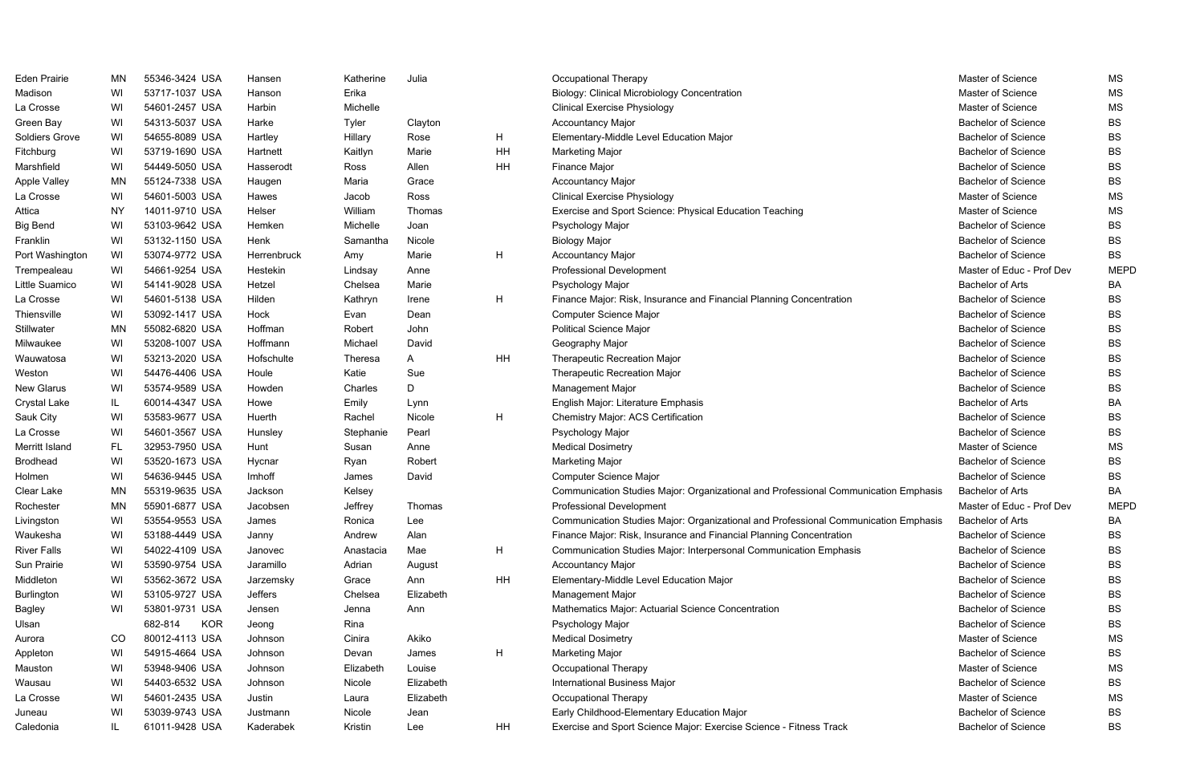| | | | | | | | | | | |
|---|---|---|---|---|---|---|---|---|---|---|
| Eden Prairie | MN | 55346-3424 | USA | Hansen | Katherine | Julia | | Occupational Therapy | Master of Science | MS |
| Madison | WI | 53717-1037 | USA | Hanson | Erika | | | Biology: Clinical Microbiology Concentration | Master of Science | MS |
| La Crosse | WI | 54601-2457 | USA | Harbin | Michelle | | | Clinical Exercise Physiology | Master of Science | MS |
| Green Bay | WI | 54313-5037 | USA | Harke | Tyler | Clayton | | Accountancy Major | Bachelor of Science | BS |
| Soldiers Grove | WI | 54655-8089 | USA | Hartley | Hillary | Rose | H | Elementary-Middle Level Education Major | Bachelor of Science | BS |
| Fitchburg | WI | 53719-1690 | USA | Hartnett | Kaitlyn | Marie | HH | Marketing Major | Bachelor of Science | BS |
| Marshfield | WI | 54449-5050 | USA | Hasserodt | Ross | Allen | HH | Finance Major | Bachelor of Science | BS |
| Apple Valley | MN | 55124-7338 | USA | Haugen | Maria | Grace | | Accountancy Major | Bachelor of Science | BS |
| La Crosse | WI | 54601-5003 | USA | Hawes | Jacob | Ross | | Clinical Exercise Physiology | Master of Science | MS |
| Attica | NY | 14011-9710 | USA | Helser | William | Thomas | | Exercise and Sport Science: Physical Education Teaching | Master of Science | MS |
| Big Bend | WI | 53103-9642 | USA | Hemken | Michelle | Joan | | Psychology Major | Bachelor of Science | BS |
| Franklin | WI | 53132-1150 | USA | Henk | Samantha | Nicole | | Biology Major | Bachelor of Science | BS |
| Port Washington | WI | 53074-9772 | USA | Herrenbruck | Amy | Marie | H | Accountancy Major | Bachelor of Science | BS |
| Trempealeau | WI | 54661-9254 | USA | Hestekin | Lindsay | Anne | | Professional Development | Master of Educ - Prof Dev | MEPD |
| Little Suamico | WI | 54141-9028 | USA | Hetzel | Chelsea | Marie | | Psychology Major | Bachelor of Arts | BA |
| La Crosse | WI | 54601-5138 | USA | Hilden | Kathryn | Irene | H | Finance Major: Risk, Insurance and Financial Planning Concentration | Bachelor of Science | BS |
| Thiensville | WI | 53092-1417 | USA | Hock | Evan | Dean | | Computer Science Major | Bachelor of Science | BS |
| Stillwater | MN | 55082-6820 | USA | Hoffman | Robert | John | | Political Science Major | Bachelor of Science | BS |
| Milwaukee | WI | 53208-1007 | USA | Hoffmann | Michael | David | | Geography Major | Bachelor of Science | BS |
| Wauwatosa | WI | 53213-2020 | USA | Hofschulte | Theresa | A | HH | Therapeutic Recreation Major | Bachelor of Science | BS |
| Weston | WI | 54476-4406 | USA | Houle | Katie | Sue | | Therapeutic Recreation Major | Bachelor of Science | BS |
| New Glarus | WI | 53574-9589 | USA | Howden | Charles | D | | Management Major | Bachelor of Science | BS |
| Crystal Lake | IL | 60014-4347 | USA | Howe | Emily | Lynn | | English Major: Literature Emphasis | Bachelor of Arts | BA |
| Sauk City | WI | 53583-9677 | USA | Huerth | Rachel | Nicole | H | Chemistry Major: ACS Certification | Bachelor of Science | BS |
| La Crosse | WI | 54601-3567 | USA | Hunsley | Stephanie | Pearl | | Psychology Major | Bachelor of Science | BS |
| Merritt Island | FL | 32953-7950 | USA | Hunt | Susan | Anne | | Medical Dosimetry | Master of Science | MS |
| Brodhead | WI | 53520-1673 | USA | Hycnar | Ryan | Robert | | Marketing Major | Bachelor of Science | BS |
| Holmen | WI | 54636-9445 | USA | Imhoff | James | David | | Computer Science Major | Bachelor of Science | BS |
| Clear Lake | MN | 55319-9635 | USA | Jackson | Kelsey | | | Communication Studies Major: Organizational and Professional Communication Emphasis | Bachelor of Arts | BA |
| Rochester | MN | 55901-6877 | USA | Jacobsen | Jeffrey | Thomas | | Professional Development | Master of Educ - Prof Dev | MEPD |
| Livingston | WI | 53554-9553 | USA | James | Ronica | Lee | | Communication Studies Major: Organizational and Professional Communication Emphasis | Bachelor of Arts | BA |
| Waukesha | WI | 53188-4449 | USA | Janny | Andrew | Alan | | Finance Major: Risk, Insurance and Financial Planning Concentration | Bachelor of Science | BS |
| River Falls | WI | 54022-4109 | USA | Janovec | Anastacia | Mae | H | Communication Studies Major: Interpersonal Communication Emphasis | Bachelor of Science | BS |
| Sun Prairie | WI | 53590-9754 | USA | Jaramillo | Adrian | August | | Accountancy Major | Bachelor of Science | BS |
| Middleton | WI | 53562-3672 | USA | Jarzemsky | Grace | Ann | HH | Elementary-Middle Level Education Major | Bachelor of Science | BS |
| Burlington | WI | 53105-9727 | USA | Jeffers | Chelsea | Elizabeth | | Management Major | Bachelor of Science | BS |
| Bagley | WI | 53801-9731 | USA | Jensen | Jenna | Ann | | Mathematics Major: Actuarial Science Concentration | Bachelor of Science | BS |
| Ulsan | | 682-814 | KOR | Jeong | Rina | | | Psychology Major | Bachelor of Science | BS |
| Aurora | CO | 80012-4113 | USA | Johnson | Cinira | Akiko | | Medical Dosimetry | Master of Science | MS |
| Appleton | WI | 54915-4664 | USA | Johnson | Devan | James | H | Marketing Major | Bachelor of Science | BS |
| Mauston | WI | 53948-9406 | USA | Johnson | Elizabeth | Louise | | Occupational Therapy | Master of Science | MS |
| Wausau | WI | 54403-6532 | USA | Johnson | Nicole | Elizabeth | | International Business Major | Bachelor of Science | BS |
| La Crosse | WI | 54601-2435 | USA | Justin | Laura | Elizabeth | | Occupational Therapy | Master of Science | MS |
| Juneau | WI | 53039-9743 | USA | Justmann | Nicole | Jean | | Early Childhood-Elementary Education Major | Bachelor of Science | BS |
| Caledonia | IL | 61011-9428 | USA | Kaderabek | Kristin | Lee | HH | Exercise and Sport Science Major: Exercise Science - Fitness Track | Bachelor of Science | BS |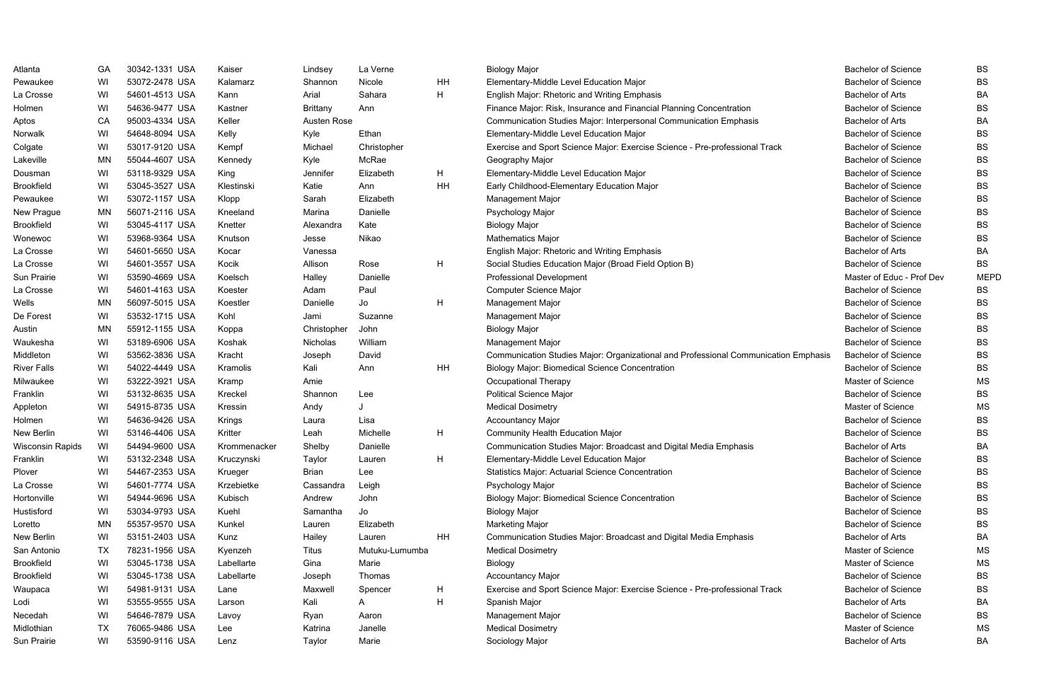| | | | | | | | | | | |
|---|---|---|---|---|---|---|---|---|---|---|
| Atlanta | GA | 30342-1331 | USA | Kaiser | Lindsey | La Verne | | Biology Major | Bachelor of Science | BS |
| Pewaukee | WI | 53072-2478 | USA | Kalamarz | Shannon | Nicole | HH | Elementary-Middle Level Education Major | Bachelor of Science | BS |
| La Crosse | WI | 54601-4513 | USA | Kann | Arial | Sahara | H | English Major: Rhetoric and Writing Emphasis | Bachelor of Arts | BA |
| Holmen | WI | 54636-9477 | USA | Kastner | Brittany | Ann | | Finance Major: Risk, Insurance and Financial Planning Concentration | Bachelor of Science | BS |
| Aptos | CA | 95003-4334 | USA | Keller | Austen Rose | | | Communication Studies Major: Interpersonal Communication Emphasis | Bachelor of Arts | BA |
| Norwalk | WI | 54648-8094 | USA | Kelly | Kyle | Ethan | | Elementary-Middle Level Education Major | Bachelor of Science | BS |
| Colgate | WI | 53017-9120 | USA | Kempf | Michael | Christopher | | Exercise and Sport Science Major: Exercise Science - Pre-professional Track | Bachelor of Science | BS |
| Lakeville | MN | 55044-4607 | USA | Kennedy | Kyle | McRae | | Geography Major | Bachelor of Science | BS |
| Dousman | WI | 53118-9329 | USA | King | Jennifer | Elizabeth | H | Elementary-Middle Level Education Major | Bachelor of Science | BS |
| Brookfield | WI | 53045-3527 | USA | Klestinski | Katie | Ann | HH | Early Childhood-Elementary Education Major | Bachelor of Science | BS |
| Pewaukee | WI | 53072-1157 | USA | Klopp | Sarah | Elizabeth | | Management Major | Bachelor of Science | BS |
| New Prague | MN | 56071-2116 | USA | Kneeland | Marina | Danielle | | Psychology Major | Bachelor of Science | BS |
| Brookfield | WI | 53045-4117 | USA | Knetter | Alexandra | Kate | | Biology Major | Bachelor of Science | BS |
| Wonewoc | WI | 53968-9364 | USA | Knutson | Jesse | Nikao | | Mathematics Major | Bachelor of Science | BS |
| La Crosse | WI | 54601-5650 | USA | Kocar | Vanessa | | | English Major: Rhetoric and Writing Emphasis | Bachelor of Arts | BA |
| La Crosse | WI | 54601-3557 | USA | Kocik | Allison | Rose | H | Social Studies Education Major (Broad Field Option B) | Bachelor of Science | BS |
| Sun Prairie | WI | 53590-4669 | USA | Koelsch | Halley | Danielle | | Professional Development | Master of Educ - Prof Dev | MEPD |
| La Crosse | WI | 54601-4163 | USA | Koester | Adam | Paul | | Computer Science Major | Bachelor of Science | BS |
| Wells | MN | 56097-5015 | USA | Koestler | Danielle | Jo | H | Management Major | Bachelor of Science | BS |
| De Forest | WI | 53532-1715 | USA | Kohl | Jami | Suzanne | | Management Major | Bachelor of Science | BS |
| Austin | MN | 55912-1155 | USA | Koppa | Christopher | John | | Biology Major | Bachelor of Science | BS |
| Waukesha | WI | 53189-6906 | USA | Koshak | Nicholas | William | | Management Major | Bachelor of Science | BS |
| Middleton | WI | 53562-3836 | USA | Kracht | Joseph | David | | Communication Studies Major: Organizational and Professional Communication Emphasis | Bachelor of Science | BS |
| River Falls | WI | 54022-4449 | USA | Kramolis | Kali | Ann | HH | Biology Major: Biomedical Science Concentration | Bachelor of Science | BS |
| Milwaukee | WI | 53222-3921 | USA | Kramp | Amie | | | Occupational Therapy | Master of Science | MS |
| Franklin | WI | 53132-8635 | USA | Kreckel | Shannon | Lee | | Political Science Major | Bachelor of Science | BS |
| Appleton | WI | 54915-8735 | USA | Kressin | Andy | J | | Medical Dosimetry | Master of Science | MS |
| Holmen | WI | 54636-9426 | USA | Krings | Laura | Lisa | | Accountancy Major | Bachelor of Science | BS |
| New Berlin | WI | 53146-4406 | USA | Kritter | Leah | Michelle | H | Community Health Education Major | Bachelor of Science | BS |
| Wisconsin Rapids | WI | 54494-9600 | USA | Krommenacker | Shelby | Danielle | | Communication Studies Major: Broadcast and Digital Media Emphasis | Bachelor of Arts | BA |
| Franklin | WI | 53132-2348 | USA | Kruczynski | Taylor | Lauren | H | Elementary-Middle Level Education Major | Bachelor of Science | BS |
| Plover | WI | 54467-2353 | USA | Krueger | Brian | Lee | | Statistics Major: Actuarial Science Concentration | Bachelor of Science | BS |
| La Crosse | WI | 54601-7774 | USA | Krzebietke | Cassandra | Leigh | | Psychology Major | Bachelor of Science | BS |
| Hortonville | WI | 54944-9696 | USA | Kubisch | Andrew | John | | Biology Major: Biomedical Science Concentration | Bachelor of Science | BS |
| Hustisford | WI | 53034-9793 | USA | Kuehl | Samantha | Jo | | Biology Major | Bachelor of Science | BS |
| Loretto | MN | 55357-9570 | USA | Kunkel | Lauren | Elizabeth | | Marketing Major | Bachelor of Science | BS |
| New Berlin | WI | 53151-2403 | USA | Kunz | Hailey | Lauren | HH | Communication Studies Major: Broadcast and Digital Media Emphasis | Bachelor of Arts | BA |
| San Antonio | TX | 78231-1956 | USA | Kyenzeh | Titus | Mutuku-Lumumba | | Medical Dosimetry | Master of Science | MS |
| Brookfield | WI | 53045-1738 | USA | Labellarte | Gina | Marie | | Biology | Master of Science | MS |
| Brookfield | WI | 53045-1738 | USA | Labellarte | Joseph | Thomas | | Accountancy Major | Bachelor of Science | BS |
| Waupaca | WI | 54981-9131 | USA | Lane | Maxwell | Spencer | H | Exercise and Sport Science Major: Exercise Science - Pre-professional Track | Bachelor of Science | BS |
| Lodi | WI | 53555-9555 | USA | Larson | Kali | A | H | Spanish Major | Bachelor of Arts | BA |
| Necedah | WI | 54646-7879 | USA | Lavoy | Ryan | Aaron | | Management Major | Bachelor of Science | BS |
| Midlothian | TX | 76065-9486 | USA | Lee | Katrina | Janelle | | Medical Dosimetry | Master of Science | MS |
| Sun Prairie | WI | 53590-9116 | USA | Lenz | Taylor | Marie | | Sociology Major | Bachelor of Arts | BA |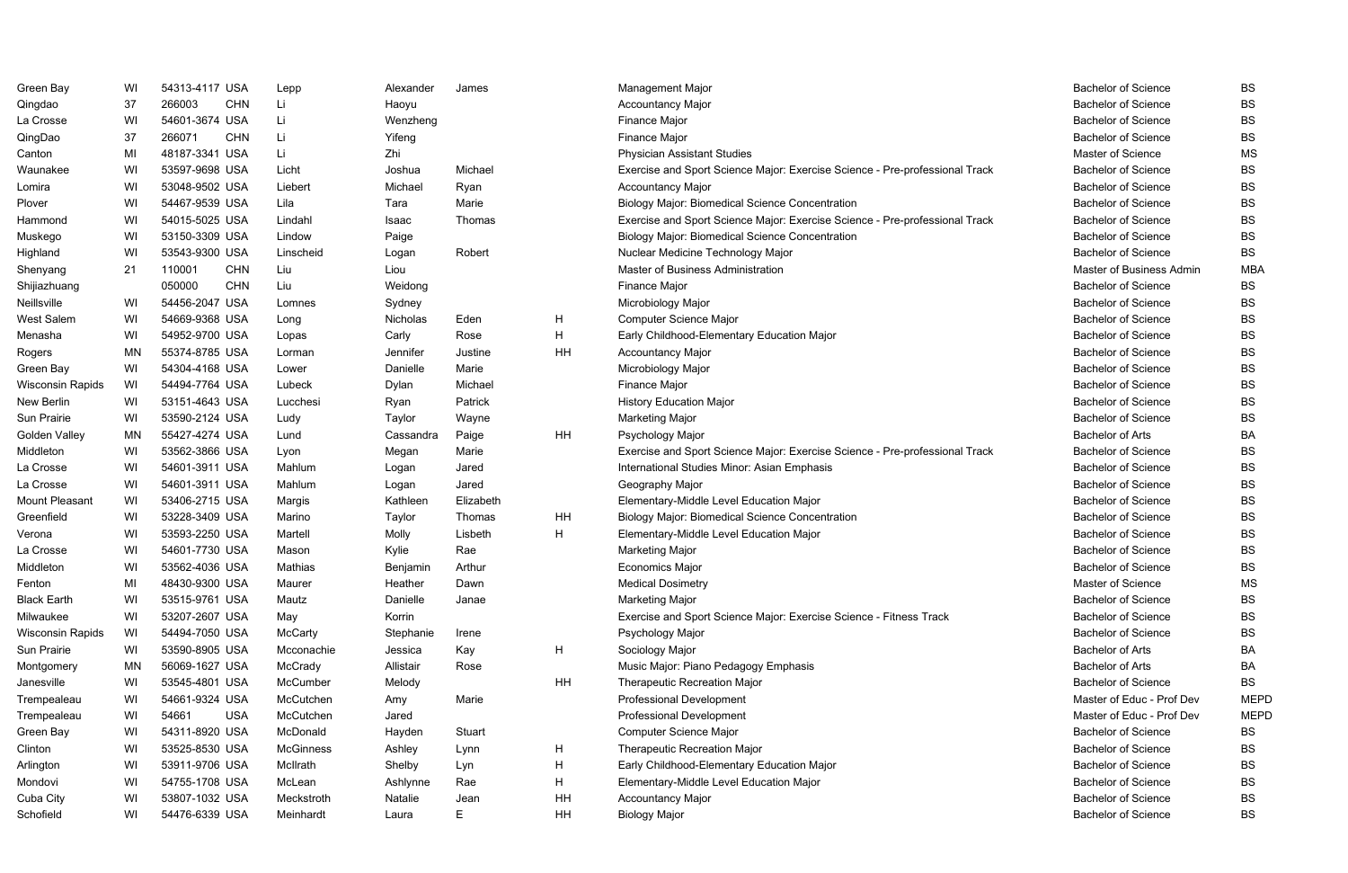| | | | | | | | | | | |
|---|---|---|---|---|---|---|---|---|---|---|
| Green Bay | WI | 54313-4117 | USA | Lepp | Alexander | James | | Management Major | Bachelor of Science | BS |
| Qingdao | 37 | 266003 | CHN | Li | Haoyu | | | Accountancy Major | Bachelor of Science | BS |
| La Crosse | WI | 54601-3674 | USA | Li | Wenzheng | | | Finance Major | Bachelor of Science | BS |
| QingDao | 37 | 266071 | CHN | Li | Yifeng | | | Finance Major | Bachelor of Science | BS |
| Canton | MI | 48187-3341 | USA | Li | Zhi | | | Physician Assistant Studies | Master of Science | MS |
| Waunakee | WI | 53597-9698 | USA | Licht | Joshua | Michael | | Exercise and Sport Science Major: Exercise Science - Pre-professional Track | Bachelor of Science | BS |
| Lomira | WI | 53048-9502 | USA | Liebert | Michael | Ryan | | Accountancy Major | Bachelor of Science | BS |
| Plover | WI | 54467-9539 | USA | Lila | Tara | Marie | | Biology Major: Biomedical Science Concentration | Bachelor of Science | BS |
| Hammond | WI | 54015-5025 | USA | Lindahl | Isaac | Thomas | | Exercise and Sport Science Major: Exercise Science - Pre-professional Track | Bachelor of Science | BS |
| Muskego | WI | 53150-3309 | USA | Lindow | Paige | | | Biology Major: Biomedical Science Concentration | Bachelor of Science | BS |
| Highland | WI | 53543-9300 | USA | Linscheid | Logan | Robert | | Nuclear Medicine Technology Major | Bachelor of Science | BS |
| Shenyang | 21 | 110001 | CHN | Liu | Liou | | | Master of Business Administration | Master of Business Admin | MBA |
| Shijiazhuang | | 050000 | CHN | Liu | Weidong | | | Finance Major | Bachelor of Science | BS |
| Neillsville | WI | 54456-2047 | USA | Lomnes | Sydney | | | Microbiology Major | Bachelor of Science | BS |
| West Salem | WI | 54669-9368 | USA | Long | Nicholas | Eden | H | Computer Science Major | Bachelor of Science | BS |
| Menasha | WI | 54952-9700 | USA | Lopas | Carly | Rose | H | Early Childhood-Elementary Education Major | Bachelor of Science | BS |
| Rogers | MN | 55374-8785 | USA | Lorman | Jennifer | Justine | HH | Accountancy Major | Bachelor of Science | BS |
| Green Bay | WI | 54304-4168 | USA | Lower | Danielle | Marie | | Microbiology Major | Bachelor of Science | BS |
| Wisconsin Rapids | WI | 54494-7764 | USA | Lubeck | Dylan | Michael | | Finance Major | Bachelor of Science | BS |
| New Berlin | WI | 53151-4643 | USA | Lucchesi | Ryan | Patrick | | History Education Major | Bachelor of Science | BS |
| Sun Prairie | WI | 53590-2124 | USA | Ludy | Taylor | Wayne | | Marketing Major | Bachelor of Science | BS |
| Golden Valley | MN | 55427-4274 | USA | Lund | Cassandra | Paige | HH | Psychology Major | Bachelor of Arts | BA |
| Middleton | WI | 53562-3866 | USA | Lyon | Megan | Marie | | Exercise and Sport Science Major: Exercise Science - Pre-professional Track | Bachelor of Science | BS |
| La Crosse | WI | 54601-3911 | USA | Mahlum | Logan | Jared | | International Studies Minor: Asian Emphasis | Bachelor of Science | BS |
| La Crosse | WI | 54601-3911 | USA | Mahlum | Logan | Jared | | Geography Major | Bachelor of Science | BS |
| Mount Pleasant | WI | 53406-2715 | USA | Margis | Kathleen | Elizabeth | | Elementary-Middle Level Education Major | Bachelor of Science | BS |
| Greenfield | WI | 53228-3409 | USA | Marino | Taylor | Thomas | HH | Biology Major: Biomedical Science Concentration | Bachelor of Science | BS |
| Verona | WI | 53593-2250 | USA | Martell | Molly | Lisbeth | H | Elementary-Middle Level Education Major | Bachelor of Science | BS |
| La Crosse | WI | 54601-7730 | USA | Mason | Kylie | Rae | | Marketing Major | Bachelor of Science | BS |
| Middleton | WI | 53562-4036 | USA | Mathias | Benjamin | Arthur | | Economics Major | Bachelor of Science | BS |
| Fenton | MI | 48430-9300 | USA | Maurer | Heather | Dawn | | Medical Dosimetry | Master of Science | MS |
| Black Earth | WI | 53515-9761 | USA | Mautz | Danielle | Janae | | Marketing Major | Bachelor of Science | BS |
| Milwaukee | WI | 53207-2607 | USA | May | Korrin | | | Exercise and Sport Science Major: Exercise Science - Fitness Track | Bachelor of Science | BS |
| Wisconsin Rapids | WI | 54494-7050 | USA | McCarty | Stephanie | Irene | | Psychology Major | Bachelor of Science | BS |
| Sun Prairie | WI | 53590-8905 | USA | Mcconachie | Jessica | Kay | H | Sociology Major | Bachelor of Arts | BA |
| Montgomery | MN | 56069-1627 | USA | McCrady | Allistair | Rose | | Music Major: Piano Pedagogy Emphasis | Bachelor of Arts | BA |
| Janesville | WI | 53545-4801 | USA | McCumber | Melody | | HH | Therapeutic Recreation Major | Bachelor of Science | BS |
| Trempealeau | WI | 54661-9324 | USA | McCutchen | Amy | Marie | | Professional Development | Master of Educ - Prof Dev | MEPD |
| Trempealeau | WI | 54661 | USA | McCutchen | Jared | | | Professional Development | Master of Educ - Prof Dev | MEPD |
| Green Bay | WI | 54311-8920 | USA | McDonald | Hayden | Stuart | | Computer Science Major | Bachelor of Science | BS |
| Clinton | WI | 53525-8530 | USA | McGinness | Ashley | Lynn | H | Therapeutic Recreation Major | Bachelor of Science | BS |
| Arlington | WI | 53911-9706 | USA | McIlrath | Shelby | Lyn | H | Early Childhood-Elementary Education Major | Bachelor of Science | BS |
| Mondovi | WI | 54755-1708 | USA | McLean | Ashlynne | Rae | H | Elementary-Middle Level Education Major | Bachelor of Science | BS |
| Cuba City | WI | 53807-1032 | USA | Meckstroth | Natalie | Jean | HH | Accountancy Major | Bachelor of Science | BS |
| Schofield | WI | 54476-6339 | USA | Meinhardt | Laura | E | HH | Biology Major | Bachelor of Science | BS |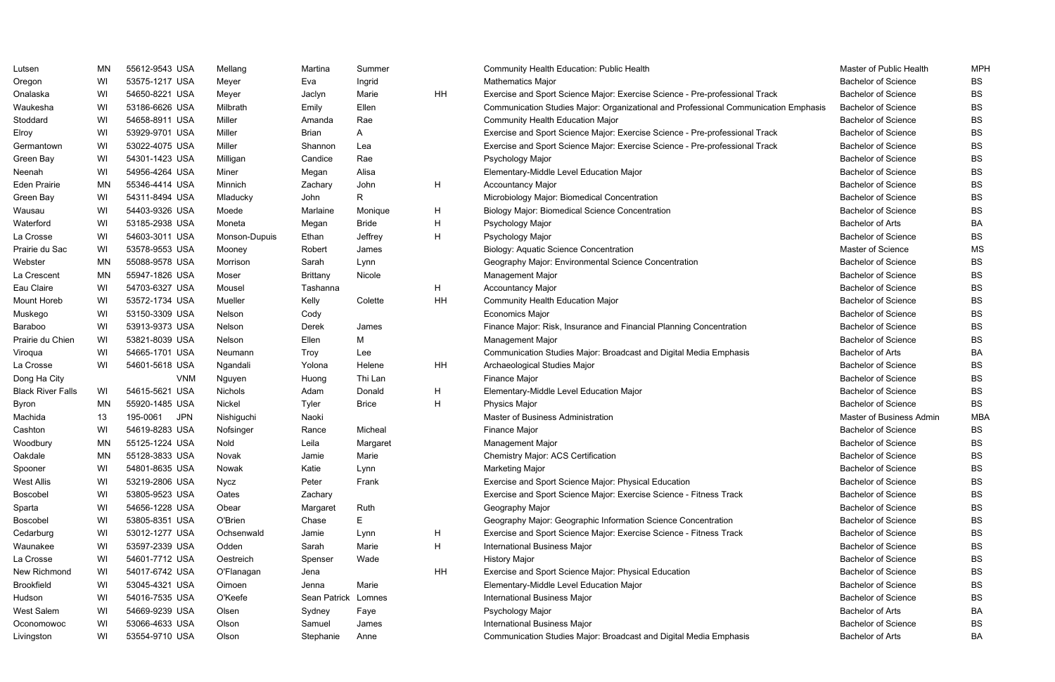| Lutsen | MN | 55612-9543 | USA | Mellang | Martina | Summer | | Community Health Education: Public Health | Master of Public Health | MPH |
|---|---|---|---|---|---|---|---|---|---|---|
| Oregon | WI | 53575-1217 | USA | Meyer | Eva | Ingrid | | Mathematics Major | Bachelor of Science | BS |
| Onalaska | WI | 54650-8221 | USA | Meyer | Jaclyn | Marie | HH | Exercise and Sport Science Major: Exercise Science - Pre-professional Track | Bachelor of Science | BS |
| Waukesha | WI | 53186-6626 | USA | Milbrath | Emily | Ellen | | Communication Studies Major: Organizational and Professional Communication Emphasis | Bachelor of Science | BS |
| Stoddard | WI | 54658-8911 | USA | Miller | Amanda | Rae | | Community Health Education Major | Bachelor of Science | BS |
| Elroy | WI | 53929-9701 | USA | Miller | Brian | A | | Exercise and Sport Science Major: Exercise Science - Pre-professional Track | Bachelor of Science | BS |
| Germantown | WI | 53022-4075 | USA | Miller | Shannon | Lea | | Exercise and Sport Science Major: Exercise Science - Pre-professional Track | Bachelor of Science | BS |
| Green Bay | WI | 54301-1423 | USA | Milligan | Candice | Rae | | Psychology Major | Bachelor of Science | BS |
| Neenah | WI | 54956-4264 | USA | Miner | Megan | Alisa | | Elementary-Middle Level Education Major | Bachelor of Science | BS |
| Eden Prairie | MN | 55346-4414 | USA | Minnich | Zachary | John | H | Accountancy Major | Bachelor of Science | BS |
| Green Bay | WI | 54311-8494 | USA | Mladucky | John | R | | Microbiology Major: Biomedical Concentration | Bachelor of Science | BS |
| Wausau | WI | 54403-9326 | USA | Moede | Marlaine | Monique | H | Biology Major: Biomedical Science Concentration | Bachelor of Science | BS |
| Waterford | WI | 53185-2938 | USA | Moneta | Megan | Bride | H | Psychology Major | Bachelor of Arts | BA |
| La Crosse | WI | 54603-3011 | USA | Monson-Dupuis | Ethan | Jeffrey | H | Psychology Major | Bachelor of Science | BS |
| Prairie du Sac | WI | 53578-9553 | USA | Mooney | Robert | James | | Biology: Aquatic Science Concentration | Master of Science | MS |
| Webster | MN | 55088-9578 | USA | Morrison | Sarah | Lynn | | Geography Major: Environmental Science Concentration | Bachelor of Science | BS |
| La Crescent | MN | 55947-1826 | USA | Moser | Brittany | Nicole | | Management Major | Bachelor of Science | BS |
| Eau Claire | WI | 54703-6327 | USA | Mousel | Tashanna | | H | Accountancy Major | Bachelor of Science | BS |
| Mount Horeb | WI | 53572-1734 | USA | Mueller | Kelly | Colette | HH | Community Health Education Major | Bachelor of Science | BS |
| Muskego | WI | 53150-3309 | USA | Nelson | Cody | | | Economics Major | Bachelor of Science | BS |
| Baraboo | WI | 53913-9373 | USA | Nelson | Derek | James | | Finance Major: Risk, Insurance and Financial Planning Concentration | Bachelor of Science | BS |
| Prairie du Chien | WI | 53821-8039 | USA | Nelson | Ellen | M | | Management Major | Bachelor of Science | BS |
| Viroqua | WI | 54665-1701 | USA | Neumann | Troy | Lee | | Communication Studies Major: Broadcast and Digital Media Emphasis | Bachelor of Arts | BA |
| La Crosse | WI | 54601-5618 | USA | Ngandali | Yolona | Helene | HH | Archaeological Studies Major | Bachelor of Science | BS |
| Dong Ha City | | | VNM | Nguyen | Huong | Thi Lan | | Finance Major | Bachelor of Science | BS |
| Black River Falls | WI | 54615-5621 | USA | Nichols | Adam | Donald | H | Elementary-Middle Level Education Major | Bachelor of Science | BS |
| Byron | MN | 55920-1485 | USA | Nickel | Tyler | Brice | H | Physics Major | Bachelor of Science | BS |
| Machida | 13 | 195-0061 | JPN | Nishiguchi | Naoki | | | Master of Business Administration | Master of Business Admin | MBA |
| Cashton | WI | 54619-8283 | USA | Nofsinger | Rance | Micheal | | Finance Major | Bachelor of Science | BS |
| Woodbury | MN | 55125-1224 | USA | Nold | Leila | Margaret | | Management Major | Bachelor of Science | BS |
| Oakdale | MN | 55128-3833 | USA | Novak | Jamie | Marie | | Chemistry Major: ACS Certification | Bachelor of Science | BS |
| Spooner | WI | 54801-8635 | USA | Nowak | Katie | Lynn | | Marketing Major | Bachelor of Science | BS |
| West Allis | WI | 53219-2806 | USA | Nycz | Peter | Frank | | Exercise and Sport Science Major: Physical Education | Bachelor of Science | BS |
| Boscobel | WI | 53805-9523 | USA | Oates | Zachary | | | Exercise and Sport Science Major: Exercise Science - Fitness Track | Bachelor of Science | BS |
| Sparta | WI | 54656-1228 | USA | Obear | Margaret | Ruth | | Geography Major | Bachelor of Science | BS |
| Boscobel | WI | 53805-8351 | USA | O'Brien | Chase | E | | Geography Major: Geographic Information Science Concentration | Bachelor of Science | BS |
| Cedarburg | WI | 53012-1277 | USA | Ochsenwald | Jamie | Lynn | H | Exercise and Sport Science Major: Exercise Science - Fitness Track | Bachelor of Science | BS |
| Waunakee | WI | 53597-2339 | USA | Odden | Sarah | Marie | H | International Business Major | Bachelor of Science | BS |
| La Crosse | WI | 54601-7712 | USA | Oestreich | Spenser | Wade | | History Major | Bachelor of Science | BS |
| New Richmond | WI | 54017-6742 | USA | O'Flanagan | Jena | | HH | Exercise and Sport Science Major: Physical Education | Bachelor of Science | BS |
| Brookfield | WI | 53045-4321 | USA | Oimoen | Jenna | Marie | | Elementary-Middle Level Education Major | Bachelor of Science | BS |
| Hudson | WI | 54016-7535 | USA | O'Keefe | Sean Patrick | Lomnes | | International Business Major | Bachelor of Science | BS |
| West Salem | WI | 54669-9239 | USA | Olsen | Sydney | Faye | | Psychology Major | Bachelor of Arts | BA |
| Oconomowoc | WI | 53066-4633 | USA | Olson | Samuel | James | | International Business Major | Bachelor of Science | BS |
| Livingston | WI | 53554-9710 | USA | Olson | Stephanie | Anne | | Communication Studies Major: Broadcast and Digital Media Emphasis | Bachelor of Arts | BA |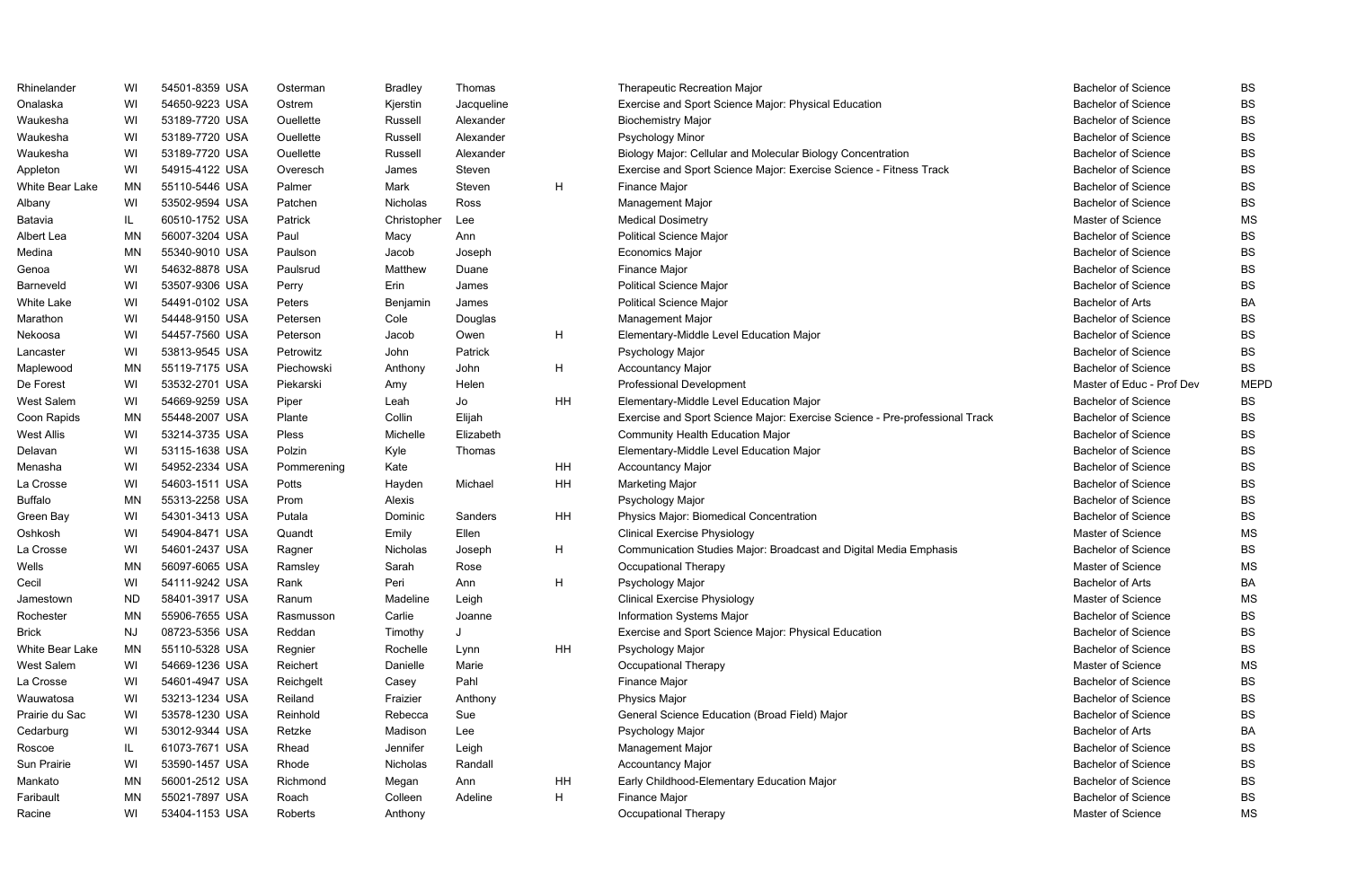| | | | | | | | | | | |
|---|---|---|---|---|---|---|---|---|---|---|
| Rhinelander | WI | 54501-8359 | USA | Osterman | Bradley | Thomas | | Therapeutic Recreation Major | Bachelor of Science | BS |
| Onalaska | WI | 54650-9223 | USA | Ostrem | Kjerstin | Jacqueline | | Exercise and Sport Science Major: Physical Education | Bachelor of Science | BS |
| Waukesha | WI | 53189-7720 | USA | Ouellette | Russell | Alexander | | Biochemistry Major | Bachelor of Science | BS |
| Waukesha | WI | 53189-7720 | USA | Ouellette | Russell | Alexander | | Psychology Minor | Bachelor of Science | BS |
| Waukesha | WI | 53189-7720 | USA | Ouellette | Russell | Alexander | | Biology Major: Cellular and Molecular Biology Concentration | Bachelor of Science | BS |
| Appleton | WI | 54915-4122 | USA | Overesch | James | Steven | | Exercise and Sport Science Major: Exercise Science - Fitness Track | Bachelor of Science | BS |
| White Bear Lake | MN | 55110-5446 | USA | Palmer | Mark | Steven | H | Finance Major | Bachelor of Science | BS |
| Albany | WI | 53502-9594 | USA | Patchen | Nicholas | Ross | | Management Major | Bachelor of Science | BS |
| Batavia | IL | 60510-1752 | USA | Patrick | Christopher | Lee | | Medical Dosimetry | Master of Science | MS |
| Albert Lea | MN | 56007-3204 | USA | Paul | Macy | Ann | | Political Science Major | Bachelor of Science | BS |
| Medina | MN | 55340-9010 | USA | Paulson | Jacob | Joseph | | Economics Major | Bachelor of Science | BS |
| Genoa | WI | 54632-8878 | USA | Paulsrud | Matthew | Duane | | Finance Major | Bachelor of Science | BS |
| Barneveld | WI | 53507-9306 | USA | Perry | Erin | James | | Political Science Major | Bachelor of Science | BS |
| White Lake | WI | 54491-0102 | USA | Peters | Benjamin | James | | Political Science Major | Bachelor of Arts | BA |
| Marathon | WI | 54448-9150 | USA | Petersen | Cole | Douglas | | Management Major | Bachelor of Science | BS |
| Nekoosa | WI | 54457-7560 | USA | Peterson | Jacob | Owen | H | Elementary-Middle Level Education Major | Bachelor of Science | BS |
| Lancaster | WI | 53813-9545 | USA | Petrowitz | John | Patrick | | Psychology Major | Bachelor of Science | BS |
| Maplewood | MN | 55119-7175 | USA | Piechowski | Anthony | John | H | Accountancy Major | Bachelor of Science | BS |
| De Forest | WI | 53532-2701 | USA | Piekarski | Amy | Helen | | Professional Development | Master of Educ - Prof Dev | MEPD |
| West Salem | WI | 54669-9259 | USA | Piper | Leah | Jo | HH | Elementary-Middle Level Education Major | Bachelor of Science | BS |
| Coon Rapids | MN | 55448-2007 | USA | Plante | Collin | Elijah | | Exercise and Sport Science Major: Exercise Science - Pre-professional Track | Bachelor of Science | BS |
| West Allis | WI | 53214-3735 | USA | Pless | Michelle | Elizabeth | | Community Health Education Major | Bachelor of Science | BS |
| Delavan | WI | 53115-1638 | USA | Polzin | Kyle | Thomas | | Elementary-Middle Level Education Major | Bachelor of Science | BS |
| Menasha | WI | 54952-2334 | USA | Pommerening | Kate | | HH | Accountancy Major | Bachelor of Science | BS |
| La Crosse | WI | 54603-1511 | USA | Potts | Hayden | Michael | HH | Marketing Major | Bachelor of Science | BS |
| Buffalo | MN | 55313-2258 | USA | Prom | Alexis | | | Psychology Major | Bachelor of Science | BS |
| Green Bay | WI | 54301-3413 | USA | Putala | Dominic | Sanders | HH | Physics Major: Biomedical Concentration | Bachelor of Science | BS |
| Oshkosh | WI | 54904-8471 | USA | Quandt | Emily | Ellen | | Clinical Exercise Physiology | Master of Science | MS |
| La Crosse | WI | 54601-2437 | USA | Ragner | Nicholas | Joseph | H | Communication Studies Major: Broadcast and Digital Media Emphasis | Bachelor of Science | BS |
| Wells | MN | 56097-6065 | USA | Ramsley | Sarah | Rose | | Occupational Therapy | Master of Science | MS |
| Cecil | WI | 54111-9242 | USA | Rank | Peri | Ann | H | Psychology Major | Bachelor of Arts | BA |
| Jamestown | ND | 58401-3917 | USA | Ranum | Madeline | Leigh | | Clinical Exercise Physiology | Master of Science | MS |
| Rochester | MN | 55906-7655 | USA | Rasmusson | Carlie | Joanne | | Information Systems Major | Bachelor of Science | BS |
| Brick | NJ | 08723-5356 | USA | Reddan | Timothy | J | | Exercise and Sport Science Major: Physical Education | Bachelor of Science | BS |
| White Bear Lake | MN | 55110-5328 | USA | Regnier | Rochelle | Lynn | HH | Psychology Major | Bachelor of Science | BS |
| West Salem | WI | 54669-1236 | USA | Reichert | Danielle | Marie | | Occupational Therapy | Master of Science | MS |
| La Crosse | WI | 54601-4947 | USA | Reichgelt | Casey | Pahl | | Finance Major | Bachelor of Science | BS |
| Wauwatosa | WI | 53213-1234 | USA | Reiland | Fraizier | Anthony | | Physics Major | Bachelor of Science | BS |
| Prairie du Sac | WI | 53578-1230 | USA | Reinhold | Rebecca | Sue | | General Science Education (Broad Field) Major | Bachelor of Science | BS |
| Cedarburg | WI | 53012-9344 | USA | Retzke | Madison | Lee | | Psychology Major | Bachelor of Arts | BA |
| Roscoe | IL | 61073-7671 | USA | Rhead | Jennifer | Leigh | | Management Major | Bachelor of Science | BS |
| Sun Prairie | WI | 53590-1457 | USA | Rhode | Nicholas | Randall | | Accountancy Major | Bachelor of Science | BS |
| Mankato | MN | 56001-2512 | USA | Richmond | Megan | Ann | HH | Early Childhood-Elementary Education Major | Bachelor of Science | BS |
| Faribault | MN | 55021-7897 | USA | Roach | Colleen | Adeline | H | Finance Major | Bachelor of Science | BS |
| Racine | WI | 53404-1153 | USA | Roberts | Anthony | | | Occupational Therapy | Master of Science | MS |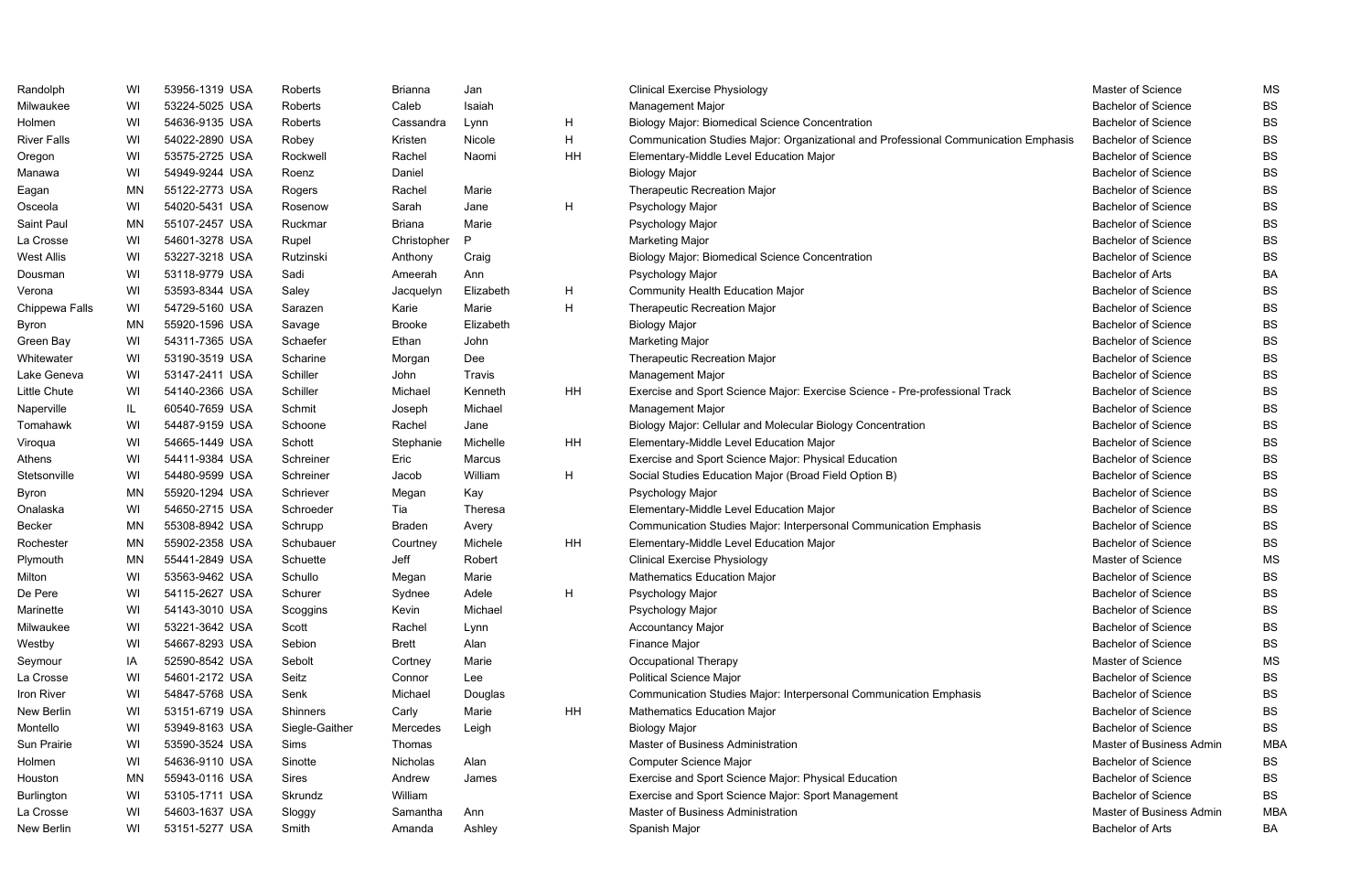| | | | | | | | | | | |
|---|---|---|---|---|---|---|---|---|---|---|
| Randolph | WI | 53956-1319 | USA | Roberts | Brianna | Jan | | Clinical Exercise Physiology | Master of Science | MS |
| Milwaukee | WI | 53224-5025 | USA | Roberts | Caleb | Isaiah | | Management Major | Bachelor of Science | BS |
| Holmen | WI | 54636-9135 | USA | Roberts | Cassandra | Lynn | H | Biology Major: Biomedical Science Concentration | Bachelor of Science | BS |
| River Falls | WI | 54022-2890 | USA | Robey | Kristen | Nicole | H | Communication Studies Major: Organizational and Professional Communication Emphasis | Bachelor of Science | BS |
| Oregon | WI | 53575-2725 | USA | Rockwell | Rachel | Naomi | HH | Elementary-Middle Level Education Major | Bachelor of Science | BS |
| Manawa | WI | 54949-9244 | USA | Roenz | Daniel | | | Biology Major | Bachelor of Science | BS |
| Eagan | MN | 55122-2773 | USA | Rogers | Rachel | Marie | | Therapeutic Recreation Major | Bachelor of Science | BS |
| Osceola | WI | 54020-5431 | USA | Rosenow | Sarah | Jane | H | Psychology Major | Bachelor of Science | BS |
| Saint Paul | MN | 55107-2457 | USA | Ruckmar | Briana | Marie | | Psychology Major | Bachelor of Science | BS |
| La Crosse | WI | 54601-3278 | USA | Rupel | Christopher | P | | Marketing Major | Bachelor of Science | BS |
| West Allis | WI | 53227-3218 | USA | Rutzinski | Anthony | Craig | | Biology Major: Biomedical Science Concentration | Bachelor of Science | BS |
| Dousman | WI | 53118-9779 | USA | Sadi | Ameerah | Ann | | Psychology Major | Bachelor of Arts | BA |
| Verona | WI | 53593-8344 | USA | Saley | Jacquelyn | Elizabeth | H | Community Health Education Major | Bachelor of Science | BS |
| Chippewa Falls | WI | 54729-5160 | USA | Sarazen | Karie | Marie | H | Therapeutic Recreation Major | Bachelor of Science | BS |
| Byron | MN | 55920-1596 | USA | Savage | Brooke | Elizabeth | | Biology Major | Bachelor of Science | BS |
| Green Bay | WI | 54311-7365 | USA | Schaefer | Ethan | John | | Marketing Major | Bachelor of Science | BS |
| Whitewater | WI | 53190-3519 | USA | Scharine | Morgan | Dee | | Therapeutic Recreation Major | Bachelor of Science | BS |
| Lake Geneva | WI | 53147-2411 | USA | Schiller | John | Travis | | Management Major | Bachelor of Science | BS |
| Little Chute | WI | 54140-2366 | USA | Schiller | Michael | Kenneth | HH | Exercise and Sport Science Major: Exercise Science - Pre-professional Track | Bachelor of Science | BS |
| Naperville | IL | 60540-7659 | USA | Schmit | Joseph | Michael | | Management Major | Bachelor of Science | BS |
| Tomahawk | WI | 54487-9159 | USA | Schoone | Rachel | Jane | | Biology Major: Cellular and Molecular Biology Concentration | Bachelor of Science | BS |
| Viroqua | WI | 54665-1449 | USA | Schott | Stephanie | Michelle | HH | Elementary-Middle Level Education Major | Bachelor of Science | BS |
| Athens | WI | 54411-9384 | USA | Schreiner | Eric | Marcus | | Exercise and Sport Science Major: Physical Education | Bachelor of Science | BS |
| Stetsonville | WI | 54480-9599 | USA | Schreiner | Jacob | William | H | Social Studies Education Major (Broad Field Option B) | Bachelor of Science | BS |
| Byron | MN | 55920-1294 | USA | Schriever | Megan | Kay | | Psychology Major | Bachelor of Science | BS |
| Onalaska | WI | 54650-2715 | USA | Schroeder | Tia | Theresa | | Elementary-Middle Level Education Major | Bachelor of Science | BS |
| Becker | MN | 55308-8942 | USA | Schrupp | Braden | Avery | | Communication Studies Major: Interpersonal Communication Emphasis | Bachelor of Science | BS |
| Rochester | MN | 55902-2358 | USA | Schubauer | Courtney | Michele | HH | Elementary-Middle Level Education Major | Bachelor of Science | BS |
| Plymouth | MN | 55441-2849 | USA | Schuette | Jeff | Robert | | Clinical Exercise Physiology | Master of Science | MS |
| Milton | WI | 53563-9462 | USA | Schullo | Megan | Marie | | Mathematics Education Major | Bachelor of Science | BS |
| De Pere | WI | 54115-2627 | USA | Schurer | Sydnee | Adele | H | Psychology Major | Bachelor of Science | BS |
| Marinette | WI | 54143-3010 | USA | Scoggins | Kevin | Michael | | Psychology Major | Bachelor of Science | BS |
| Milwaukee | WI | 53221-3642 | USA | Scott | Rachel | Lynn | | Accountancy Major | Bachelor of Science | BS |
| Westby | WI | 54667-8293 | USA | Sebion | Brett | Alan | | Finance Major | Bachelor of Science | BS |
| Seymour | IA | 52590-8542 | USA | Sebolt | Cortney | Marie | | Occupational Therapy | Master of Science | MS |
| La Crosse | WI | 54601-2172 | USA | Seitz | Connor | Lee | | Political Science Major | Bachelor of Science | BS |
| Iron River | WI | 54847-5768 | USA | Senk | Michael | Douglas | | Communication Studies Major: Interpersonal Communication Emphasis | Bachelor of Science | BS |
| New Berlin | WI | 53151-6719 | USA | Shinners | Carly | Marie | HH | Mathematics Education Major | Bachelor of Science | BS |
| Montello | WI | 53949-8163 | USA | Siegle-Gaither | Mercedes | Leigh | | Biology Major | Bachelor of Science | BS |
| Sun Prairie | WI | 53590-3524 | USA | Sims | Thomas | | | Master of Business Administration | Master of Business Admin | MBA |
| Holmen | WI | 54636-9110 | USA | Sinotte | Nicholas | Alan | | Computer Science Major | Bachelor of Science | BS |
| Houston | MN | 55943-0116 | USA | Sires | Andrew | James | | Exercise and Sport Science Major: Physical Education | Bachelor of Science | BS |
| Burlington | WI | 53105-1711 | USA | Skrundz | William | | | Exercise and Sport Science Major: Sport Management | Bachelor of Science | BS |
| La Crosse | WI | 54603-1637 | USA | Sloggy | Samantha | Ann | | Master of Business Administration | Master of Business Admin | MBA |
| New Berlin | WI | 53151-5277 | USA | Smith | Amanda | Ashley | | Spanish Major | Bachelor of Arts | BA |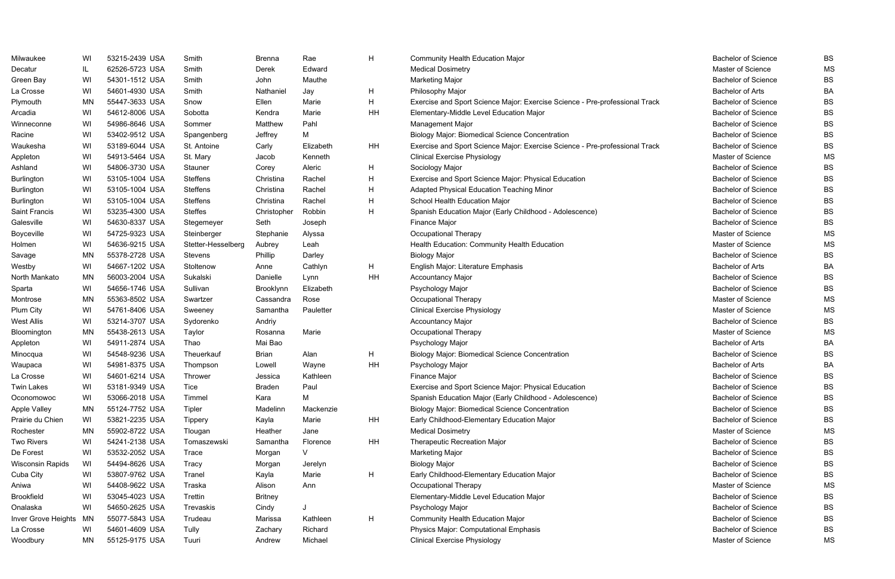| | | | | | | | | | | |
|---|---|---|---|---|---|---|---|---|---|---|
| Milwaukee | WI | 53215-2439 | USA | Smith | Brenna | Rae | H | Community Health Education Major | Bachelor of Science | BS |
| Decatur | IL | 62526-5723 | USA | Smith | Derek | Edward | | Medical Dosimetry | Master of Science | MS |
| Green Bay | WI | 54301-1512 | USA | Smith | John | Mauthe | | Marketing Major | Bachelor of Science | BS |
| La Crosse | WI | 54601-4930 | USA | Smith | Nathaniel | Jay | H | Philosophy Major | Bachelor of Arts | BA |
| Plymouth | MN | 55447-3633 | USA | Snow | Ellen | Marie | H | Exercise and Sport Science Major: Exercise Science - Pre-professional Track | Bachelor of Science | BS |
| Arcadia | WI | 54612-8006 | USA | Sobotta | Kendra | Marie | HH | Elementary-Middle Level Education Major | Bachelor of Science | BS |
| Winneconne | WI | 54986-8646 | USA | Sommer | Matthew | Pahl | | Management Major | Bachelor of Science | BS |
| Racine | WI | 53402-9512 | USA | Spangenberg | Jeffrey | M | | Biology Major: Biomedical Science Concentration | Bachelor of Science | BS |
| Waukesha | WI | 53189-6044 | USA | St. Antoine | Carly | Elizabeth | HH | Exercise and Sport Science Major: Exercise Science - Pre-professional Track | Bachelor of Science | BS |
| Appleton | WI | 54913-5464 | USA | St. Mary | Jacob | Kenneth | | Clinical Exercise Physiology | Master of Science | MS |
| Ashland | WI | 54806-3730 | USA | Stauner | Corey | Aleric | H | Sociology Major | Bachelor of Science | BS |
| Burlington | WI | 53105-1004 | USA | Steffens | Christina | Rachel | H | Exercise and Sport Science Major: Physical Education | Bachelor of Science | BS |
| Burlington | WI | 53105-1004 | USA | Steffens | Christina | Rachel | H | Adapted Physical Education Teaching Minor | Bachelor of Science | BS |
| Burlington | WI | 53105-1004 | USA | Steffens | Christina | Rachel | H | School Health Education Major | Bachelor of Science | BS |
| Saint Francis | WI | 53235-4300 | USA | Steffes | Christopher | Robbin | H | Spanish Education Major (Early Childhood - Adolescence) | Bachelor of Science | BS |
| Galesville | WI | 54630-8337 | USA | Stegemeyer | Seth | Joseph | | Finance Major | Bachelor of Science | BS |
| Boyceville | WI | 54725-9323 | USA | Steinberger | Stephanie | Alyssa | | Occupational Therapy | Master of Science | MS |
| Holmen | WI | 54636-9215 | USA | Stetter-Hesselberg | Aubrey | Leah | | Health Education: Community Health Education | Master of Science | MS |
| Savage | MN | 55378-2728 | USA | Stevens | Phillip | Darley | | Biology Major | Bachelor of Science | BS |
| Westby | WI | 54667-1202 | USA | Stoltenow | Anne | Cathlyn | H | English Major: Literature Emphasis | Bachelor of Arts | BA |
| North Mankato | MN | 56003-2004 | USA | Sukalski | Danielle | Lynn | HH | Accountancy Major | Bachelor of Science | BS |
| Sparta | WI | 54656-1746 | USA | Sullivan | Brooklynn | Elizabeth | | Psychology Major | Bachelor of Science | BS |
| Montrose | MN | 55363-8502 | USA | Swartzer | Cassandra | Rose | | Occupational Therapy | Master of Science | MS |
| Plum City | WI | 54761-8406 | USA | Sweeney | Samantha | Pauletter | | Clinical Exercise Physiology | Master of Science | MS |
| West Allis | WI | 53214-3707 | USA | Sydorenko | Andriy | | | Accountancy Major | Bachelor of Science | BS |
| Bloomington | MN | 55438-2613 | USA | Taylor | Rosanna | Marie | | Occupational Therapy | Master of Science | MS |
| Appleton | WI | 54911-2874 | USA | Thao | Mai Bao | | | Psychology Major | Bachelor of Arts | BA |
| Minocqua | WI | 54548-9236 | USA | Theuerkauf | Brian | Alan | H | Biology Major: Biomedical Science Concentration | Bachelor of Science | BS |
| Waupaca | WI | 54981-8375 | USA | Thompson | Lowell | Wayne | HH | Psychology Major | Bachelor of Arts | BA |
| La Crosse | WI | 54601-6214 | USA | Thrower | Jessica | Kathleen | | Finance Major | Bachelor of Science | BS |
| Twin Lakes | WI | 53181-9349 | USA | Tice | Braden | Paul | | Exercise and Sport Science Major: Physical Education | Bachelor of Science | BS |
| Oconomowoc | WI | 53066-2018 | USA | Timmel | Kara | M | | Spanish Education Major (Early Childhood - Adolescence) | Bachelor of Science | BS |
| Apple Valley | MN | 55124-7752 | USA | Tipler | Madelinn | Mackenzie | | Biology Major: Biomedical Science Concentration | Bachelor of Science | BS |
| Prairie du Chien | WI | 53821-2235 | USA | Tippery | Kayla | Marie | HH | Early Childhood-Elementary Education Major | Bachelor of Science | BS |
| Rochester | MN | 55902-8722 | USA | Tlougan | Heather | Jane | | Medical Dosimetry | Master of Science | MS |
| Two Rivers | WI | 54241-2138 | USA | Tomaszewski | Samantha | Florence | HH | Therapeutic Recreation Major | Bachelor of Science | BS |
| De Forest | WI | 53532-2052 | USA | Trace | Morgan | V | | Marketing Major | Bachelor of Science | BS |
| Wisconsin Rapids | WI | 54494-8626 | USA | Tracy | Morgan | Jerelyn | | Biology Major | Bachelor of Science | BS |
| Cuba City | WI | 53807-9762 | USA | Tranel | Kayla | Marie | H | Early Childhood-Elementary Education Major | Bachelor of Science | BS |
| Aniwa | WI | 54408-9622 | USA | Traska | Alison | Ann | | Occupational Therapy | Master of Science | MS |
| Brookfield | WI | 53045-4023 | USA | Trettin | Britney | | | Elementary-Middle Level Education Major | Bachelor of Science | BS |
| Onalaska | WI | 54650-2625 | USA | Trevaskis | Cindy | J | | Psychology Major | Bachelor of Science | BS |
| Inver Grove Heights | MN | 55077-5843 | USA | Trudeau | Marissa | Kathleen | H | Community Health Education Major | Bachelor of Science | BS |
| La Crosse | WI | 54601-4609 | USA | Tully | Zachary | Richard | | Physics Major: Computational Emphasis | Bachelor of Science | BS |
| Woodbury | MN | 55125-9175 | USA | Tuuri | Andrew | Michael | | Clinical Exercise Physiology | Master of Science | MS |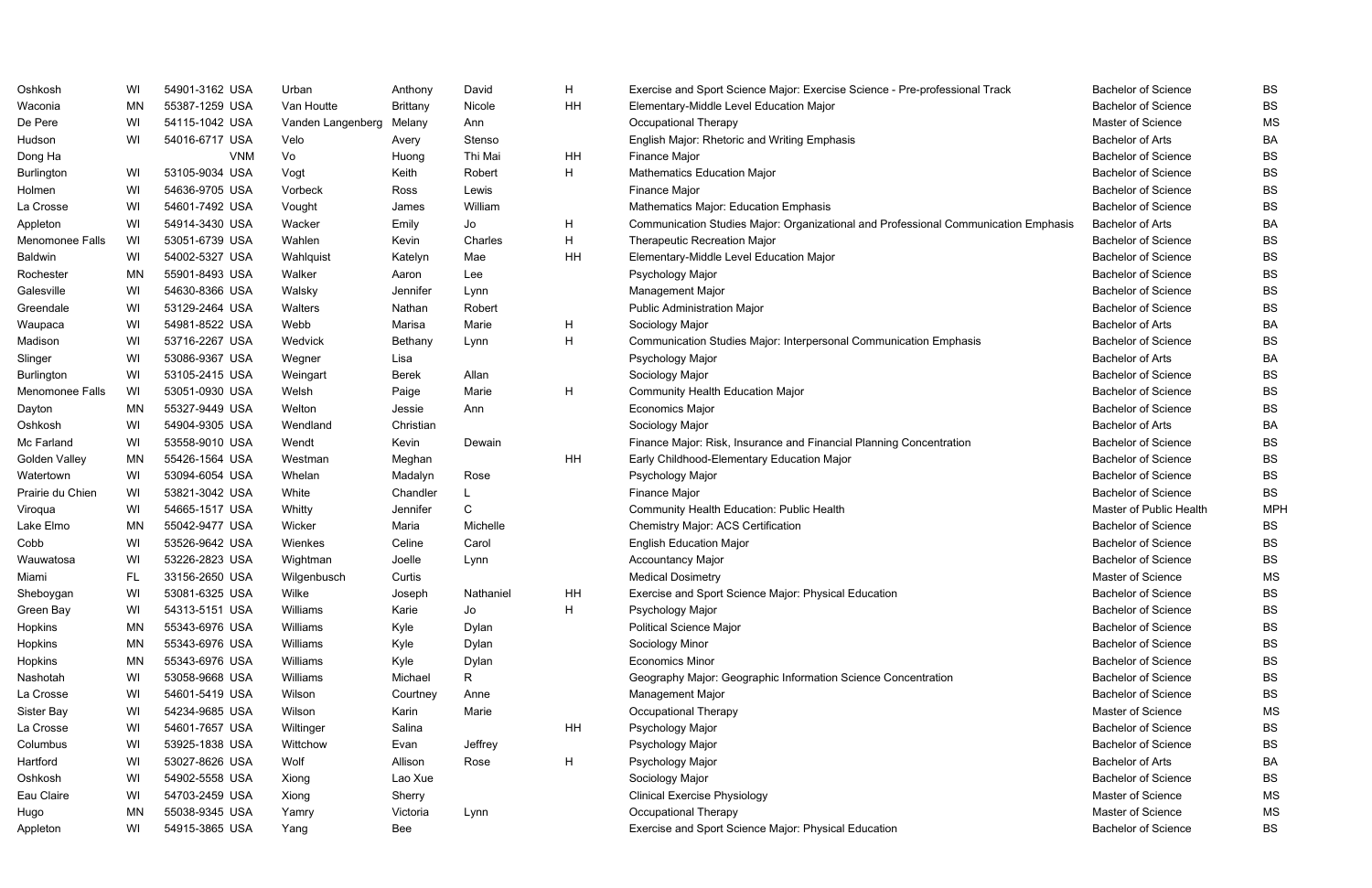| | | | | | | | | | | |
|---|---|---|---|---|---|---|---|---|---|---|
| Oshkosh | WI | 54901-3162 | USA | Urban | Anthony | David | H | Exercise and Sport Science Major: Exercise Science - Pre-professional Track | Bachelor of Science | BS |
| Waconia | MN | 55387-1259 | USA | Van Houtte | Brittany | Nicole | HH | Elementary-Middle Level Education Major | Bachelor of Science | BS |
| De Pere | WI | 54115-1042 | USA | Vanden Langenberg | Melany | Ann | | Occupational Therapy | Master of Science | MS |
| Hudson | WI | 54016-6717 | USA | Velo | Avery | Stenso | | English Major: Rhetoric and Writing Emphasis | Bachelor of Arts | BA |
| Dong Ha | | | VNM | Vo | Huong | Thi Mai | HH | Finance Major | Bachelor of Science | BS |
| Burlington | WI | 53105-9034 | USA | Vogt | Keith | Robert | H | Mathematics Education Major | Bachelor of Science | BS |
| Holmen | WI | 54636-9705 | USA | Vorbeck | Ross | Lewis | | Finance Major | Bachelor of Science | BS |
| La Crosse | WI | 54601-7492 | USA | Vought | James | William | | Mathematics Major: Education Emphasis | Bachelor of Science | BS |
| Appleton | WI | 54914-3430 | USA | Wacker | Emily | Jo | H | Communication Studies Major: Organizational and Professional Communication Emphasis | Bachelor of Arts | BA |
| Menomonee Falls | WI | 53051-6739 | USA | Wahlen | Kevin | Charles | H | Therapeutic Recreation Major | Bachelor of Science | BS |
| Baldwin | WI | 54002-5327 | USA | Wahlquist | Katelyn | Mae | HH | Elementary-Middle Level Education Major | Bachelor of Science | BS |
| Rochester | MN | 55901-8493 | USA | Walker | Aaron | Lee | | Psychology Major | Bachelor of Science | BS |
| Galesville | WI | 54630-8366 | USA | Walsky | Jennifer | Lynn | | Management Major | Bachelor of Science | BS |
| Greendale | WI | 53129-2464 | USA | Walters | Nathan | Robert | | Public Administration Major | Bachelor of Science | BS |
| Waupaca | WI | 54981-8522 | USA | Webb | Marisa | Marie | H | Sociology Major | Bachelor of Arts | BA |
| Madison | WI | 53716-2267 | USA | Wedvick | Bethany | Lynn | H | Communication Studies Major: Interpersonal Communication Emphasis | Bachelor of Science | BS |
| Slinger | WI | 53086-9367 | USA | Wegner | Lisa | | | Psychology Major | Bachelor of Arts | BA |
| Burlington | WI | 53105-2415 | USA | Weingart | Berek | Allan | | Sociology Major | Bachelor of Science | BS |
| Menomonee Falls | WI | 53051-0930 | USA | Welsh | Paige | Marie | H | Community Health Education Major | Bachelor of Science | BS |
| Dayton | MN | 55327-9449 | USA | Welton | Jessie | Ann | | Economics Major | Bachelor of Science | BS |
| Oshkosh | WI | 54904-9305 | USA | Wendland | Christian | | | Sociology Major | Bachelor of Arts | BA |
| Mc Farland | WI | 53558-9010 | USA | Wendt | Kevin | Dewain | | Finance Major: Risk, Insurance and Financial Planning Concentration | Bachelor of Science | BS |
| Golden Valley | MN | 55426-1564 | USA | Westman | Meghan | | HH | Early Childhood-Elementary Education Major | Bachelor of Science | BS |
| Watertown | WI | 53094-6054 | USA | Whelan | Madalyn | Rose | | Psychology Major | Bachelor of Science | BS |
| Prairie du Chien | WI | 53821-3042 | USA | White | Chandler | L | | Finance Major | Bachelor of Science | BS |
| Viroqua | WI | 54665-1517 | USA | Whitty | Jennifer | C | | Community Health Education: Public Health | Master of Public Health | MPH |
| Lake Elmo | MN | 55042-9477 | USA | Wicker | Maria | Michelle | | Chemistry Major: ACS Certification | Bachelor of Science | BS |
| Cobb | WI | 53526-9642 | USA | Wienkes | Celine | Carol | | English Education Major | Bachelor of Science | BS |
| Wauwatosa | WI | 53226-2823 | USA | Wightman | Joelle | Lynn | | Accountancy Major | Bachelor of Science | BS |
| Miami | FL | 33156-2650 | USA | Wilgenbusch | Curtis | | | Medical Dosimetry | Master of Science | MS |
| Sheboygan | WI | 53081-6325 | USA | Wilke | Joseph | Nathaniel | HH | Exercise and Sport Science Major: Physical Education | Bachelor of Science | BS |
| Green Bay | WI | 54313-5151 | USA | Williams | Karie | Jo | H | Psychology Major | Bachelor of Science | BS |
| Hopkins | MN | 55343-6976 | USA | Williams | Kyle | Dylan | | Political Science Major | Bachelor of Science | BS |
| Hopkins | MN | 55343-6976 | USA | Williams | Kyle | Dylan | | Sociology Minor | Bachelor of Science | BS |
| Hopkins | MN | 55343-6976 | USA | Williams | Kyle | Dylan | | Economics Minor | Bachelor of Science | BS |
| Nashotah | WI | 53058-9668 | USA | Williams | Michael | R | | Geography Major: Geographic Information Science Concentration | Bachelor of Science | BS |
| La Crosse | WI | 54601-5419 | USA | Wilson | Courtney | Anne | | Management Major | Bachelor of Science | BS |
| Sister Bay | WI | 54234-9685 | USA | Wilson | Karin | Marie | | Occupational Therapy | Master of Science | MS |
| La Crosse | WI | 54601-7657 | USA | Wiltinger | Salina | | HH | Psychology Major | Bachelor of Science | BS |
| Columbus | WI | 53925-1838 | USA | Wittchow | Evan | Jeffrey | | Psychology Major | Bachelor of Science | BS |
| Hartford | WI | 53027-8626 | USA | Wolf | Allison | Rose | H | Psychology Major | Bachelor of Arts | BA |
| Oshkosh | WI | 54902-5558 | USA | Xiong | Lao Xue | | | Sociology Major | Bachelor of Science | BS |
| Eau Claire | WI | 54703-2459 | USA | Xiong | Sherry | | | Clinical Exercise Physiology | Master of Science | MS |
| Hugo | MN | 55038-9345 | USA | Yamry | Victoria | Lynn | | Occupational Therapy | Master of Science | MS |
| Appleton | WI | 54915-3865 | USA | Yang | Bee | | | Exercise and Sport Science Major: Physical Education | Bachelor of Science | BS |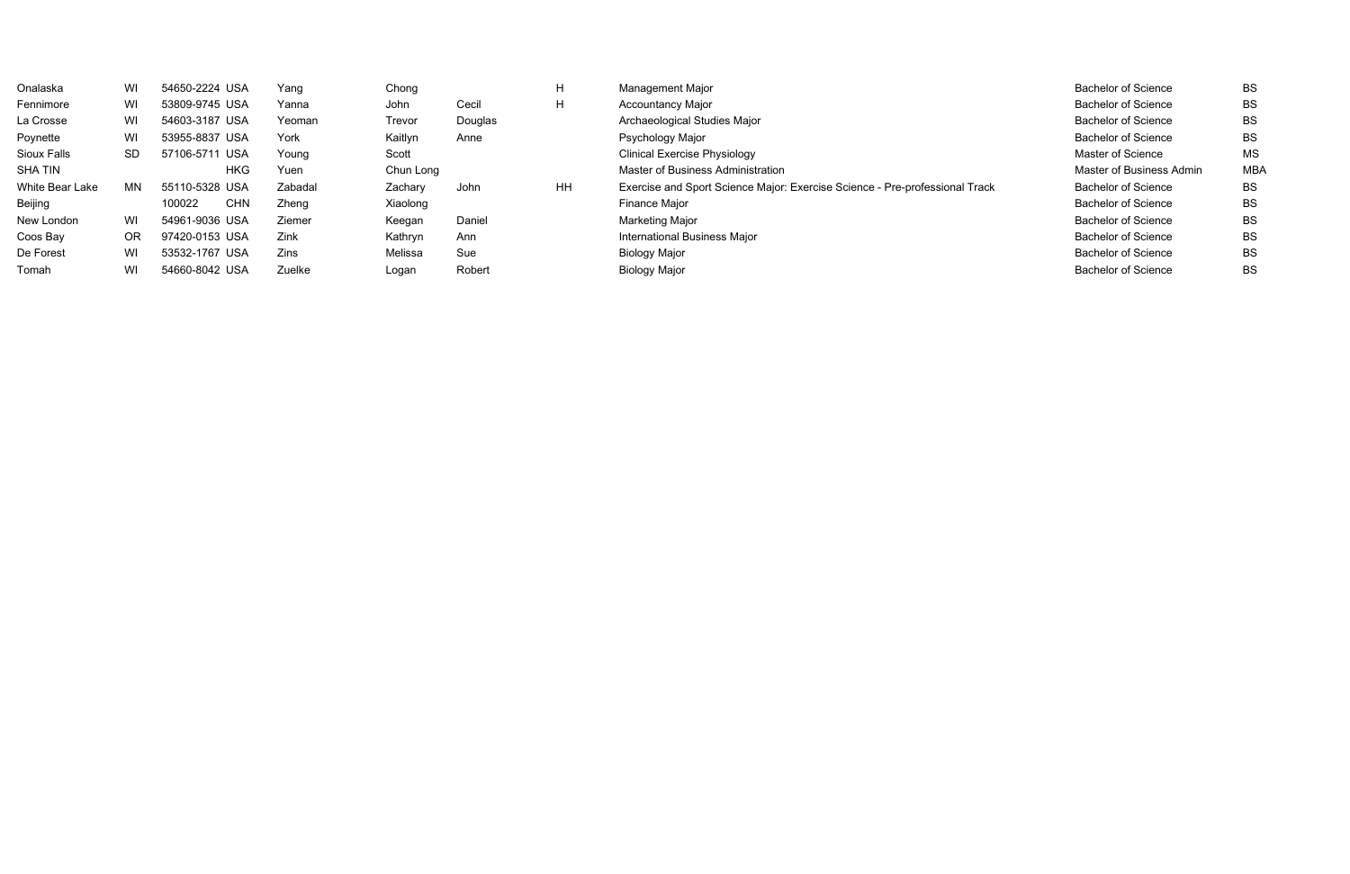| | | | | | | | | | | | |
|---|---|---|---|---|---|---|---|---|---|---|---|
| Onalaska | WI | 54650-2224 | USA | Yang | Chong | | H | Management Major | Bachelor of Science | BS |
| Fennimore | WI | 53809-9745 | USA | Yanna | John | Cecil | H | Accountancy Major | Bachelor of Science | BS |
| La Crosse | WI | 54603-3187 | USA | Yeoman | Trevor | Douglas | | Archaeological Studies Major | Bachelor of Science | BS |
| Poynette | WI | 53955-8837 | USA | York | Kaitlyn | Anne | | Psychology Major | Bachelor of Science | BS |
| Sioux Falls | SD | 57106-5711 | USA | Young | Scott | | | Clinical Exercise Physiology | Master of Science | MS |
| SHA TIN | | | HKG | Yuen | Chun Long | | | Master of Business Administration | Master of Business Admin | MBA |
| White Bear Lake | MN | 55110-5328 | USA | Zabadal | Zachary | John | HH | Exercise and Sport Science Major: Exercise Science - Pre-professional Track | Bachelor of Science | BS |
| Beijing | | 100022 | CHN | Zheng | Xiaolong | | | Finance Major | Bachelor of Science | BS |
| New London | WI | 54961-9036 | USA | Ziemer | Keegan | Daniel | | Marketing Major | Bachelor of Science | BS |
| Coos Bay | OR | 97420-0153 | USA | Zink | Kathryn | Ann | | International Business Major | Bachelor of Science | BS |
| De Forest | WI | 53532-1767 | USA | Zins | Melissa | Sue | | Biology Major | Bachelor of Science | BS |
| Tomah | WI | 54660-8042 | USA | Zuelke | Logan | Robert | | Biology Major | Bachelor of Science | BS |